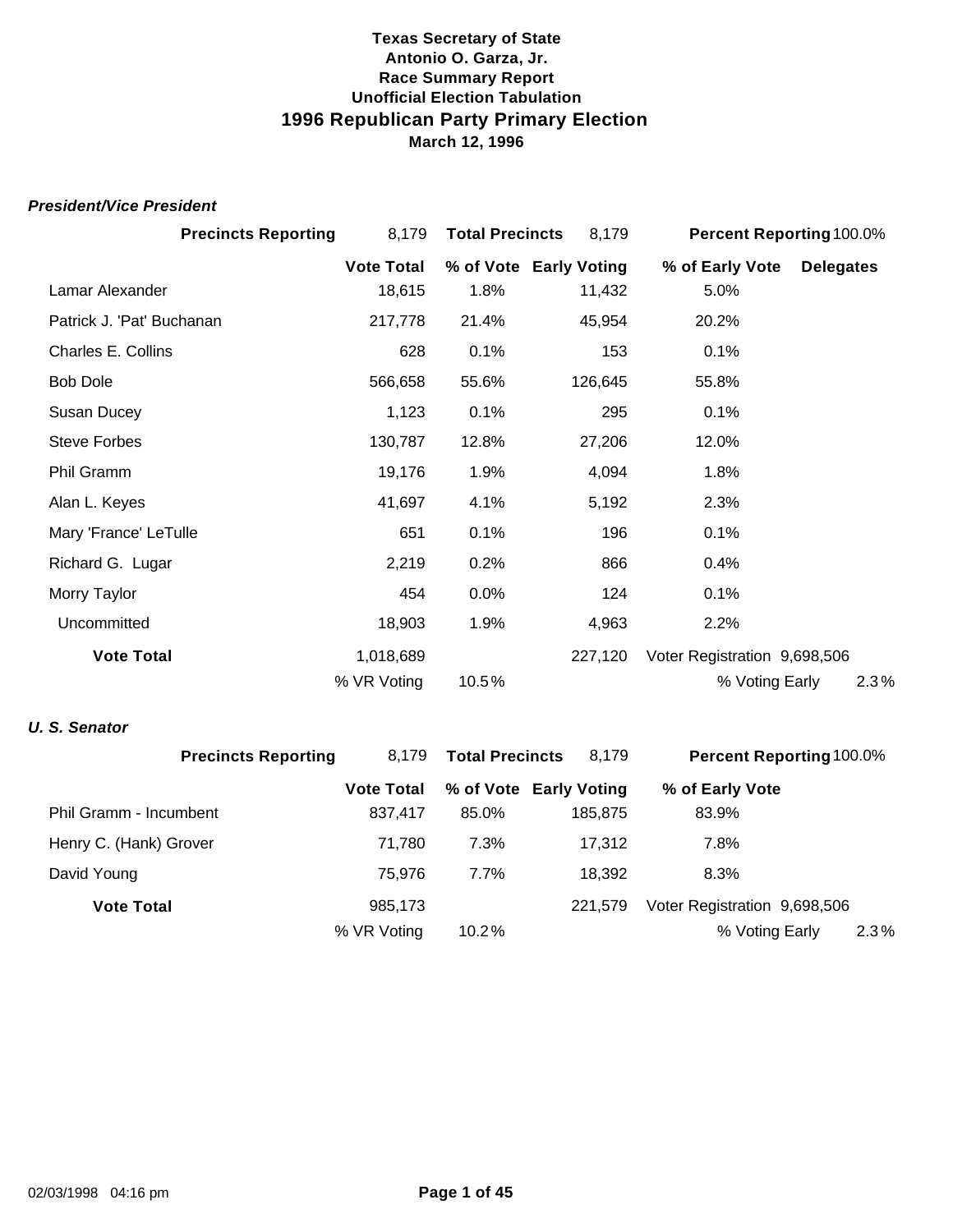**Texas Secretary of State**
**Antonio O. Garza, Jr.**
**Race Summary Report**
**Unofficial Election Tabulation**

# 1996 Republican Party Primary Election

**March 12, 1996**

### *President/Vice President*

**Precincts Reporting** 8,179 **Total Precincts** 8,179 **Percent Reporting** 100.0%

| | Vote Total | % of Vote | Early Voting | % of Early Vote | Delegates |
|---|---|---|---|---|---|
| Lamar Alexander | 18,615 | 1.8% | 11,432 | 5.0% | |
| Patrick J. 'Pat' Buchanan | 217,778 | 21.4% | 45,954 | 20.2% | |
| Charles E. Collins | 628 | 0.1% | 153 | 0.1% | |
| Bob Dole | 566,658 | 55.6% | 126,645 | 55.8% | |
| Susan Ducey | 1,123 | 0.1% | 295 | 0.1% | |
| Steve Forbes | 130,787 | 12.8% | 27,206 | 12.0% | |
| Phil Gramm | 19,176 | 1.9% | 4,094 | 1.8% | |
| Alan L. Keyes | 41,697 | 4.1% | 5,192 | 2.3% | |
| Mary 'France' LeTulle | 651 | 0.1% | 196 | 0.1% | |
| Richard G. Lugar | 2,219 | 0.2% | 866 | 0.4% | |
| Morry Taylor | 454 | 0.0% | 124 | 0.1% | |
| Uncommitted | 18,903 | 1.9% | 4,963 | 2.2% | |
| **Vote Total** | 1,018,689 | | 227,120 | Voter Registration 9,698,506 | |
| | % VR Voting | 10.5% | | % Voting Early | 2.3% |

### *U. S. Senator*

**Precincts Reporting** 8,179 **Total Precincts** 8,179 **Percent Reporting** 100.0%

| | Vote Total | % of Vote | Early Voting | % of Early Vote | |
|---|---|---|---|---|---|
| Phil Gramm - Incumbent | 837,417 | 85.0% | 185,875 | 83.9% | |
| Henry C. (Hank) Grover | 71,780 | 7.3% | 17,312 | 7.8% | |
| David Young | 75,976 | 7.7% | 18,392 | 8.3% | |
| **Vote Total** | 985,173 | | 221,579 | Voter Registration 9,698,506 | |
| | % VR Voting | 10.2% | | % Voting Early | 2.3% |

02/03/1998 04:16 pm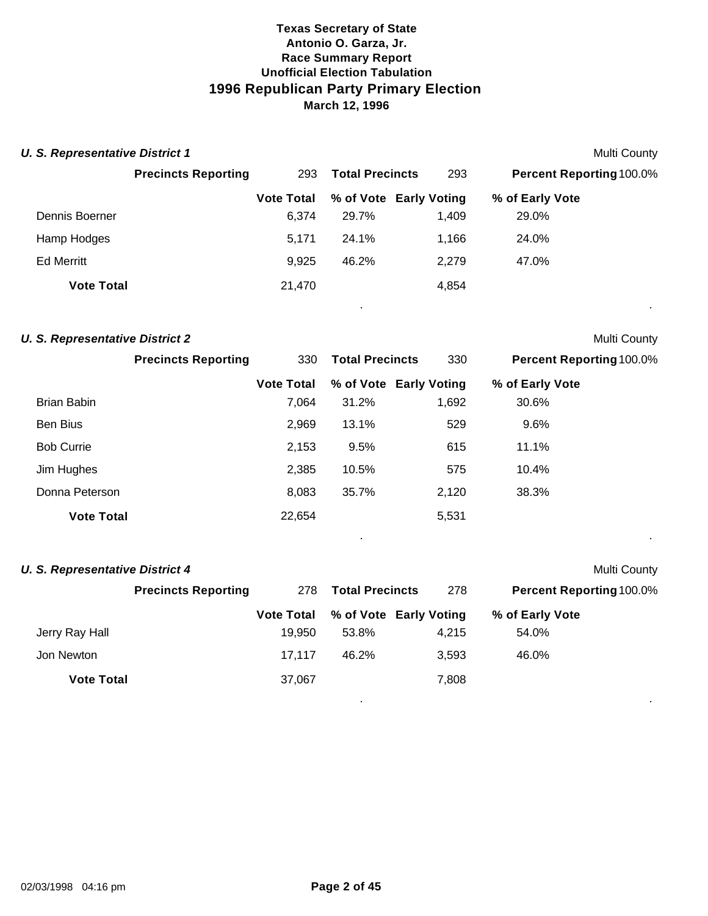# Texas Secretary of State
## Antonio O. Garza, Jr.
### Race Summary Report
### Unofficial Election Tabulation
## 1996 Republican Party Primary Election
### March 12, 1996

***U. S. Representative District 1*** — Multi County

**Precincts Reporting** 293 **Total Precincts** 293 **Percent Reporting** 100.0%

| | Vote Total | % of Vote | Early Voting | % of Early Vote |
|---|---|---|---|---|
| Dennis Boerner | 6,374 | 29.7% | 1,409 | 29.0% |
| Hamp Hodges | 5,171 | 24.1% | 1,166 | 24.0% |
| Ed Merritt | 9,925 | 46.2% | 2,279 | 47.0% |
| **Vote Total** | 21,470 | | 4,854 | |

***U. S. Representative District 2*** — Multi County

**Precincts Reporting** 330 **Total Precincts** 330 **Percent Reporting** 100.0%

| | Vote Total | % of Vote | Early Voting | % of Early Vote |
|---|---|---|---|---|
| Brian Babin | 7,064 | 31.2% | 1,692 | 30.6% |
| Ben Bius | 2,969 | 13.1% | 529 | 9.6% |
| Bob Currie | 2,153 | 9.5% | 615 | 11.1% |
| Jim Hughes | 2,385 | 10.5% | 575 | 10.4% |
| Donna Peterson | 8,083 | 35.7% | 2,120 | 38.3% |
| **Vote Total** | 22,654 | | 5,531 | |

***U. S. Representative District 4*** — Multi County

**Precincts Reporting** 278 **Total Precincts** 278 **Percent Reporting** 100.0%

| | Vote Total | % of Vote | Early Voting | % of Early Vote |
|---|---|---|---|---|
| Jerry Ray Hall | 19,950 | 53.8% | 4,215 | 54.0% |
| Jon Newton | 17,117 | 46.2% | 3,593 | 46.0% |
| **Vote Total** | 37,067 | | 7,808 | |

02/03/1998 04:16 pm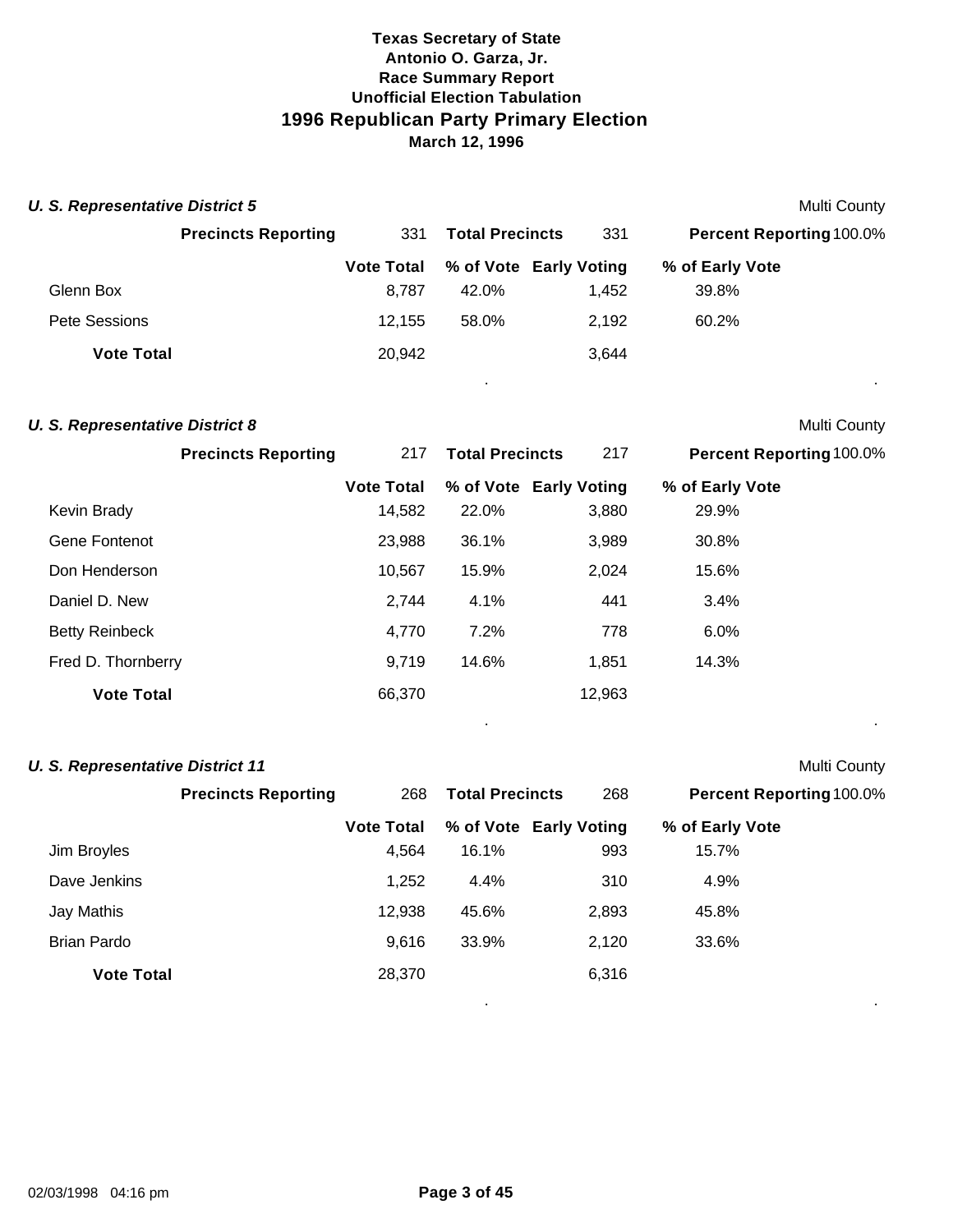# Texas Secretary of State
## Antonio O. Garza, Jr.
### Race Summary Report
### Unofficial Election Tabulation
## 1996 Republican Party Primary Election
### March 12, 1996

### *U. S. Representative District 5*

Multi County

**Precincts Reporting** 331 **Total Precincts** 331 **Percent Reporting** 100.0%

| | Vote Total | % of Vote | Early Voting | % of Early Vote |
|---|---|---|---|---|
| Glenn Box | 8,787 | 42.0% | 1,452 | 39.8% |
| Pete Sessions | 12,155 | 58.0% | 2,192 | 60.2% |
| **Vote Total** | 20,942 | | 3,644 | |

### *U. S. Representative District 8*

Multi County

**Precincts Reporting** 217 **Total Precincts** 217 **Percent Reporting** 100.0%

| | Vote Total | % of Vote | Early Voting | % of Early Vote |
|---|---|---|---|---|
| Kevin Brady | 14,582 | 22.0% | 3,880 | 29.9% |
| Gene Fontenot | 23,988 | 36.1% | 3,989 | 30.8% |
| Don Henderson | 10,567 | 15.9% | 2,024 | 15.6% |
| Daniel D. New | 2,744 | 4.1% | 441 | 3.4% |
| Betty Reinbeck | 4,770 | 7.2% | 778 | 6.0% |
| Fred D. Thornberry | 9,719 | 14.6% | 1,851 | 14.3% |
| **Vote Total** | 66,370 | | 12,963 | |

### *U. S. Representative District 11*

Multi County

**Precincts Reporting** 268 **Total Precincts** 268 **Percent Reporting** 100.0%

| | Vote Total | % of Vote | Early Voting | % of Early Vote |
|---|---|---|---|---|
| Jim Broyles | 4,564 | 16.1% | 993 | 15.7% |
| Dave Jenkins | 1,252 | 4.4% | 310 | 4.9% |
| Jay Mathis | 12,938 | 45.6% | 2,893 | 45.8% |
| Brian Pardo | 9,616 | 33.9% | 2,120 | 33.6% |
| **Vote Total** | 28,370 | | 6,316 | |

02/03/1998 04:16 pm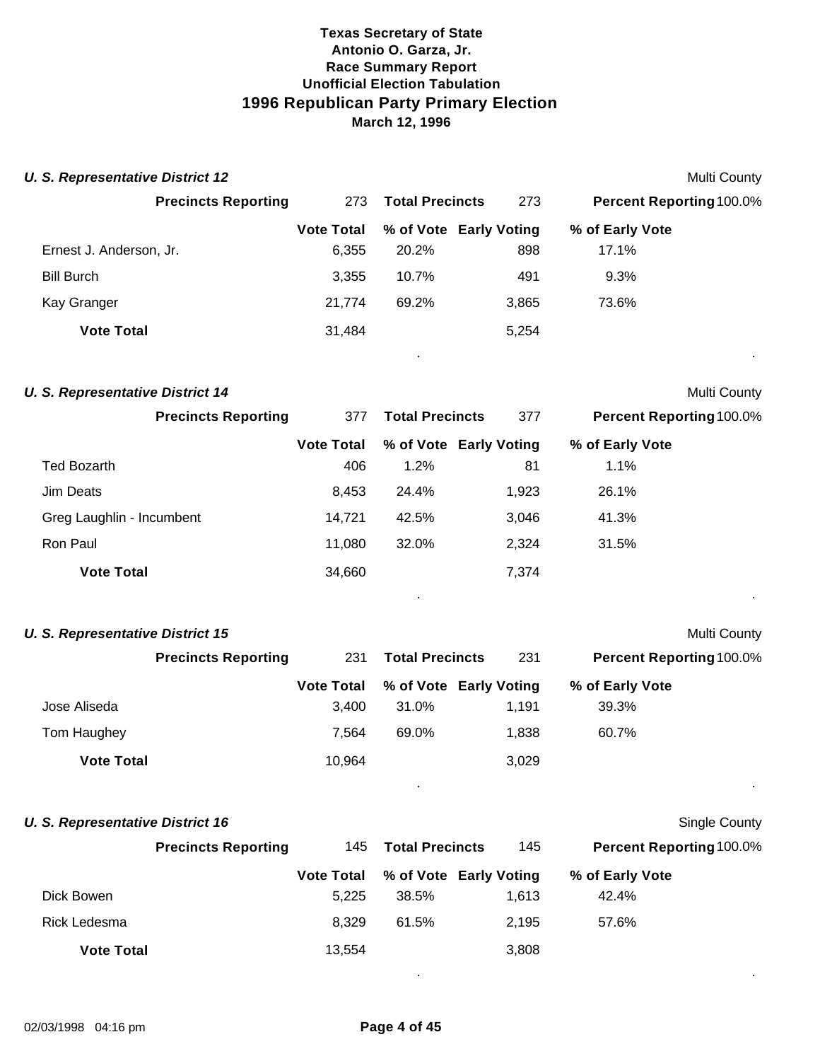# Texas Secretary of State
## Antonio O. Garza, Jr.
## Race Summary Report
## Unofficial Election Tabulation
## 1996 Republican Party Primary Election
**March 12, 1996**

### *U. S. Representative District 12*

Multi County

**Precincts Reporting** 273 **Total Precincts** 273 **Percent Reporting** 100.0%

| | Vote Total | % of Vote | Early Voting | % of Early Vote |
|---|---|---|---|---|
| Ernest J. Anderson, Jr. | 6,355 | 20.2% | 898 | 17.1% |
| Bill Burch | 3,355 | 10.7% | 491 | 9.3% |
| Kay Granger | 21,774 | 69.2% | 3,865 | 73.6% |
| **Vote Total** | 31,484 | | 5,254 | |

### *U. S. Representative District 14*

Multi County

**Precincts Reporting** 377 **Total Precincts** 377 **Percent Reporting** 100.0%

| | Vote Total | % of Vote | Early Voting | % of Early Vote |
|---|---|---|---|---|
| Ted Bozarth | 406 | 1.2% | 81 | 1.1% |
| Jim Deats | 8,453 | 24.4% | 1,923 | 26.1% |
| Greg Laughlin - Incumbent | 14,721 | 42.5% | 3,046 | 41.3% |
| Ron Paul | 11,080 | 32.0% | 2,324 | 31.5% |
| **Vote Total** | 34,660 | | 7,374 | |

### *U. S. Representative District 15*

Multi County

**Precincts Reporting** 231 **Total Precincts** 231 **Percent Reporting** 100.0%

| | Vote Total | % of Vote | Early Voting | % of Early Vote |
|---|---|---|---|---|
| Jose Aliseda | 3,400 | 31.0% | 1,191 | 39.3% |
| Tom Haughey | 7,564 | 69.0% | 1,838 | 60.7% |
| **Vote Total** | 10,964 | | 3,029 | |

### *U. S. Representative District 16*

Single County

**Precincts Reporting** 145 **Total Precincts** 145 **Percent Reporting** 100.0%

| | Vote Total | % of Vote | Early Voting | % of Early Vote |
|---|---|---|---|---|
| Dick Bowen | 5,225 | 38.5% | 1,613 | 42.4% |
| Rick Ledesma | 8,329 | 61.5% | 2,195 | 57.6% |
| **Vote Total** | 13,554 | | 3,808 | |

02/03/1998 04:16 pm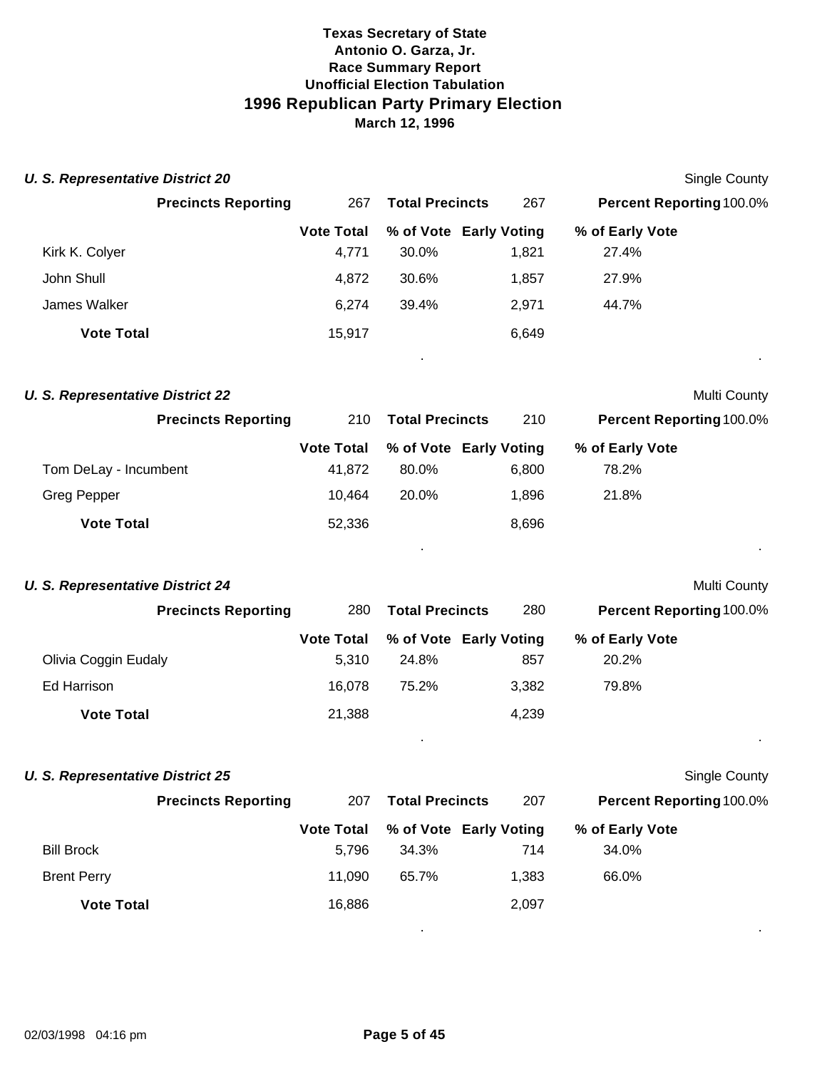**Texas Secretary of State**
**Antonio O. Garza, Jr.**
**Race Summary Report**
**Unofficial Election Tabulation**

# 1996 Republican Party Primary Election

**March 12, 1996**

### *U. S. Representative District 20*

Single County

| | | | | |
|---|---|---|---|---|
| **Precincts Reporting** | 267 | **Total Precincts** | 267 | **Percent Reporting** 100.0% |

| | Vote Total | % of Vote | Early Voting | % of Early Vote |
|---|---|---|---|---|
| Kirk K. Colyer | 4,771 | 30.0% | 1,821 | 27.4% |
| John Shull | 4,872 | 30.6% | 1,857 | 27.9% |
| James Walker | 6,274 | 39.4% | 2,971 | 44.7% |
| **Vote Total** | 15,917 | | 6,649 | |

### *U. S. Representative District 22*

Multi County

| | | | | |
|---|---|---|---|---|
| **Precincts Reporting** | 210 | **Total Precincts** | 210 | **Percent Reporting** 100.0% |

| | Vote Total | % of Vote | Early Voting | % of Early Vote |
|---|---|---|---|---|
| Tom DeLay - Incumbent | 41,872 | 80.0% | 6,800 | 78.2% |
| Greg Pepper | 10,464 | 20.0% | 1,896 | 21.8% |
| **Vote Total** | 52,336 | | 8,696 | |

### *U. S. Representative District 24*

Multi County

| | | | | |
|---|---|---|---|---|
| **Precincts Reporting** | 280 | **Total Precincts** | 280 | **Percent Reporting** 100.0% |

| | Vote Total | % of Vote | Early Voting | % of Early Vote |
|---|---|---|---|---|
| Olivia Coggin Eudaly | 5,310 | 24.8% | 857 | 20.2% |
| Ed Harrison | 16,078 | 75.2% | 3,382 | 79.8% |
| **Vote Total** | 21,388 | | 4,239 | |

### *U. S. Representative District 25*

Single County

| | | | | |
|---|---|---|---|---|
| **Precincts Reporting** | 207 | **Total Precincts** | 207 | **Percent Reporting** 100.0% |

| | Vote Total | % of Vote | Early Voting | % of Early Vote |
|---|---|---|---|---|
| Bill Brock | 5,796 | 34.3% | 714 | 34.0% |
| Brent Perry | 11,090 | 65.7% | 1,383 | 66.0% |
| **Vote Total** | 16,886 | | 2,097 | |

02/03/1998 04:16 pm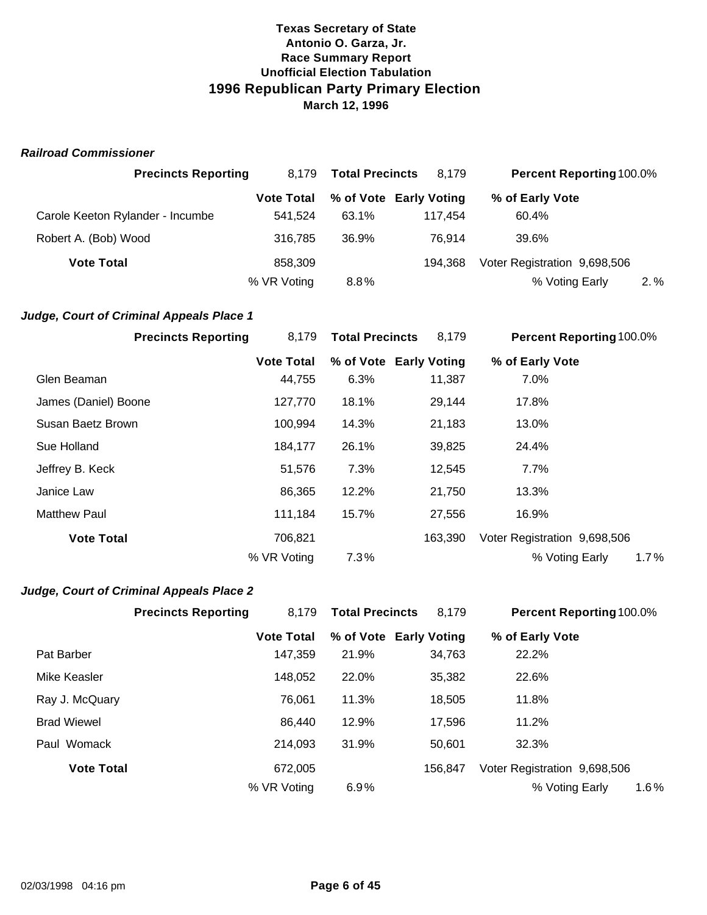**Texas Secretary of State**
**Antonio O. Garza, Jr.**
**Race Summary Report**
**Unofficial Election Tabulation**

# 1996 Republican Party Primary Election

**March 12, 1996**

### *Railroad Commissioner*

| **Precincts Reporting** | 8,179 | **Total Precincts** | 8,179 | **Percent Reporting** 100.0% |
|---|---|---|---|---|
| | **Vote Total** | **% of Vote** | **Early Voting** | **% of Early Vote** |
| Carole Keeton Rylander - Incumbe | 541,524 | 63.1% | 117,454 | 60.4% |
| Robert A. (Bob) Wood | 316,785 | 36.9% | 76,914 | 39.6% |
| **Vote Total** | 858,309 | | 194,368 | Voter Registration 9,698,506 |
| | % VR Voting | 8.8% | | % Voting Early 2.% |

### *Judge, Court of Criminal Appeals Place 1*

| **Precincts Reporting** | 8,179 | **Total Precincts** | 8,179 | **Percent Reporting** 100.0% |
|---|---|---|---|---|
| | **Vote Total** | **% of Vote** | **Early Voting** | **% of Early Vote** |
| Glen Beaman | 44,755 | 6.3% | 11,387 | 7.0% |
| James (Daniel) Boone | 127,770 | 18.1% | 29,144 | 17.8% |
| Susan Baetz Brown | 100,994 | 14.3% | 21,183 | 13.0% |
| Sue Holland | 184,177 | 26.1% | 39,825 | 24.4% |
| Jeffrey B. Keck | 51,576 | 7.3% | 12,545 | 7.7% |
| Janice Law | 86,365 | 12.2% | 21,750 | 13.3% |
| Matthew Paul | 111,184 | 15.7% | 27,556 | 16.9% |
| **Vote Total** | 706,821 | | 163,390 | Voter Registration 9,698,506 |
| | % VR Voting | 7.3% | | % Voting Early 1.7% |

### *Judge, Court of Criminal Appeals Place 2*

| **Precincts Reporting** | 8,179 | **Total Precincts** | 8,179 | **Percent Reporting** 100.0% |
|---|---|---|---|---|
| | **Vote Total** | **% of Vote** | **Early Voting** | **% of Early Vote** |
| Pat Barber | 147,359 | 21.9% | 34,763 | 22.2% |
| Mike Keasler | 148,052 | 22.0% | 35,382 | 22.6% |
| Ray J. McQuary | 76,061 | 11.3% | 18,505 | 11.8% |
| Brad Wiewel | 86,440 | 12.9% | 17,596 | 11.2% |
| Paul Womack | 214,093 | 31.9% | 50,601 | 32.3% |
| **Vote Total** | 672,005 | | 156,847 | Voter Registration 9,698,506 |
| | % VR Voting | 6.9% | | % Voting Early 1.6% |

02/03/1998 04:16 pm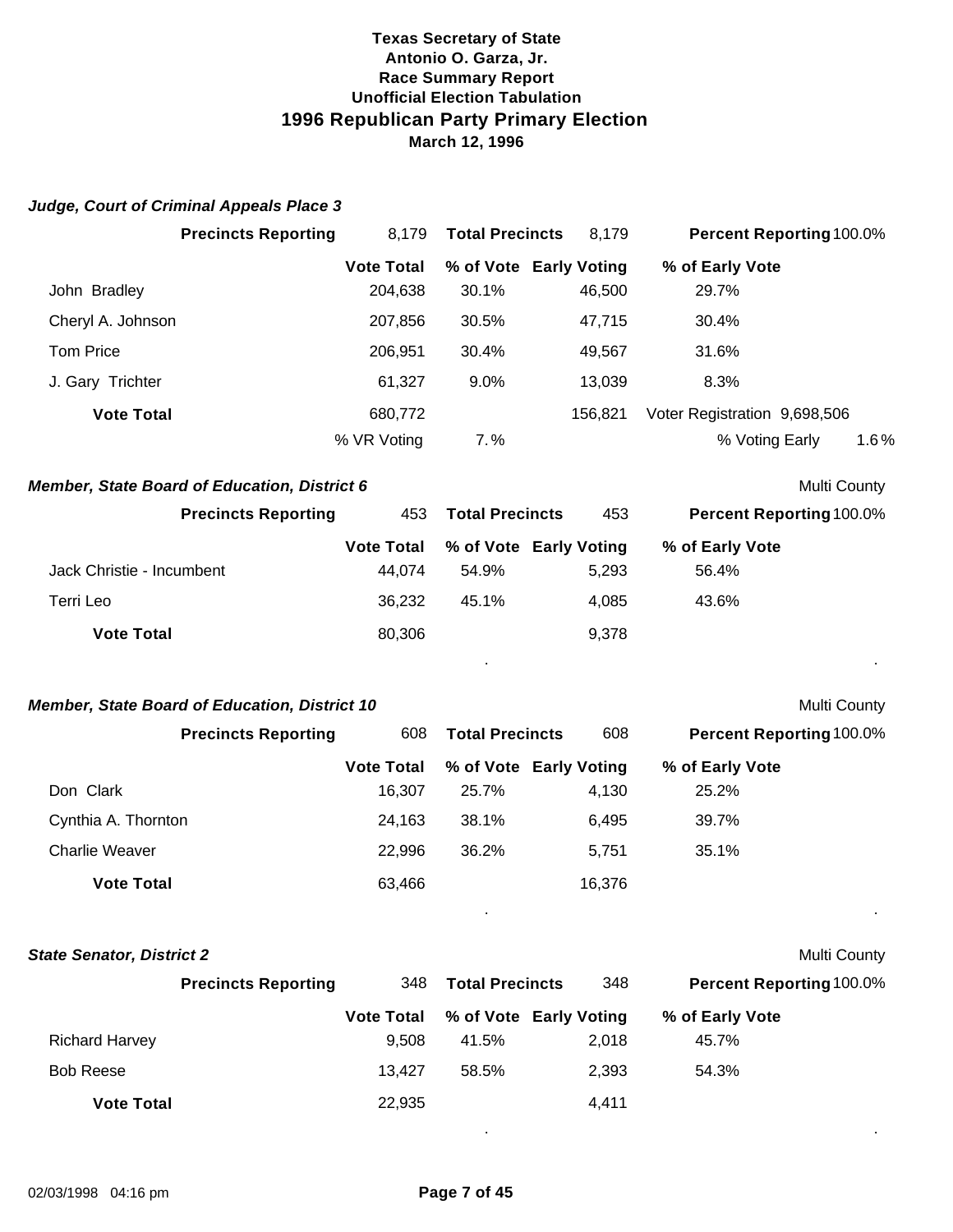**Texas Secretary of State**
**Antonio O. Garza, Jr.**
**Race Summary Report**
**Unofficial Election Tabulation**

# 1996 Republican Party Primary Election

**March 12, 1996**

### *Judge, Court of Criminal Appeals Place 3*

| | | | | |
|---|---|---|---|---|
| **Precincts Reporting** | 8,179 | **Total Precincts** | 8,179 | **Percent Reporting** 100.0% |
| | **Vote Total** | **% of Vote** | **Early Voting** | **% of Early Vote** |
| John Bradley | 204,638 | 30.1% | 46,500 | 29.7% |
| Cheryl A. Johnson | 207,856 | 30.5% | 47,715 | 30.4% |
| Tom Price | 206,951 | 30.4% | 49,567 | 31.6% |
| J. Gary Trichter | 61,327 | 9.0% | 13,039 | 8.3% |
| **Vote Total** | 680,772 | | 156,821 | Voter Registration 9,698,506 |
| | % VR Voting | 7.% | | % Voting Early 1.6% |

### *Member, State Board of Education, District 6*

Multi County

| | | | | |
|---|---|---|---|---|
| **Precincts Reporting** | 453 | **Total Precincts** | 453 | **Percent Reporting** 100.0% |
| | **Vote Total** | **% of Vote** | **Early Voting** | **% of Early Vote** |
| Jack Christie - Incumbent | 44,074 | 54.9% | 5,293 | 56.4% |
| Terri Leo | 36,232 | 45.1% | 4,085 | 43.6% |
| **Vote Total** | 80,306 | | 9,378 | |

### *Member, State Board of Education, District 10*

Multi County

| | | | | |
|---|---|---|---|---|
| **Precincts Reporting** | 608 | **Total Precincts** | 608 | **Percent Reporting** 100.0% |
| | **Vote Total** | **% of Vote** | **Early Voting** | **% of Early Vote** |
| Don Clark | 16,307 | 25.7% | 4,130 | 25.2% |
| Cynthia A. Thornton | 24,163 | 38.1% | 6,495 | 39.7% |
| Charlie Weaver | 22,996 | 36.2% | 5,751 | 35.1% |
| **Vote Total** | 63,466 | | 16,376 | |

### *State Senator, District 2*

Multi County

| | | | | |
|---|---|---|---|---|
| **Precincts Reporting** | 348 | **Total Precincts** | 348 | **Percent Reporting** 100.0% |
| | **Vote Total** | **% of Vote** | **Early Voting** | **% of Early Vote** |
| Richard Harvey | 9,508 | 41.5% | 2,018 | 45.7% |
| Bob Reese | 13,427 | 58.5% | 2,393 | 54.3% |
| **Vote Total** | 22,935 | | 4,411 | |

02/03/1998 04:16 pm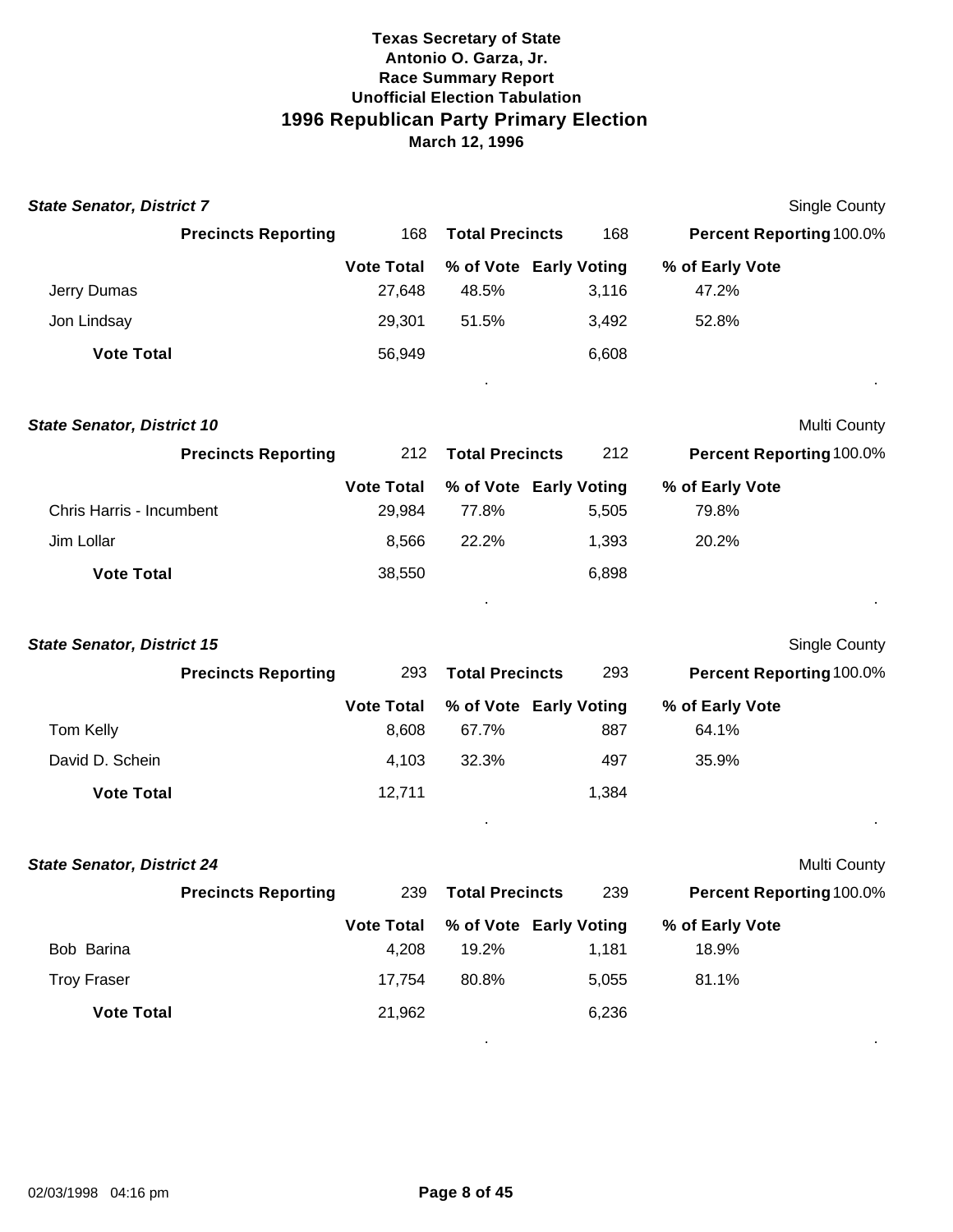**Texas Secretary of State**
**Antonio O. Garza, Jr.**
**Race Summary Report**
**Unofficial Election Tabulation**

# 1996 Republican Party Primary Election

**March 12, 1996**

### *State Senator, District 7*

Single County

**Precincts Reporting** 168 **Total Precincts** 168 **Percent Reporting** 100.0%

| | Vote Total | % of Vote | Early Voting | % of Early Vote |
|---|---|---|---|---|
| Jerry Dumas | 27,648 | 48.5% | 3,116 | 47.2% |
| Jon Lindsay | 29,301 | 51.5% | 3,492 | 52.8% |
| **Vote Total** | 56,949 | | 6,608 | |

### *State Senator, District 10*

Multi County

**Precincts Reporting** 212 **Total Precincts** 212 **Percent Reporting** 100.0%

| | Vote Total | % of Vote | Early Voting | % of Early Vote |
|---|---|---|---|---|
| Chris Harris - Incumbent | 29,984 | 77.8% | 5,505 | 79.8% |
| Jim Lollar | 8,566 | 22.2% | 1,393 | 20.2% |
| **Vote Total** | 38,550 | | 6,898 | |

### *State Senator, District 15*

Single County

**Precincts Reporting** 293 **Total Precincts** 293 **Percent Reporting** 100.0%

| | Vote Total | % of Vote | Early Voting | % of Early Vote |
|---|---|---|---|---|
| Tom Kelly | 8,608 | 67.7% | 887 | 64.1% |
| David D. Schein | 4,103 | 32.3% | 497 | 35.9% |
| **Vote Total** | 12,711 | | 1,384 | |

### *State Senator, District 24*

Multi County

**Precincts Reporting** 239 **Total Precincts** 239 **Percent Reporting** 100.0%

| | Vote Total | % of Vote | Early Voting | % of Early Vote |
|---|---|---|---|---|
| Bob Barina | 4,208 | 19.2% | 1,181 | 18.9% |
| Troy Fraser | 17,754 | 80.8% | 5,055 | 81.1% |
| **Vote Total** | 21,962 | | 6,236 | |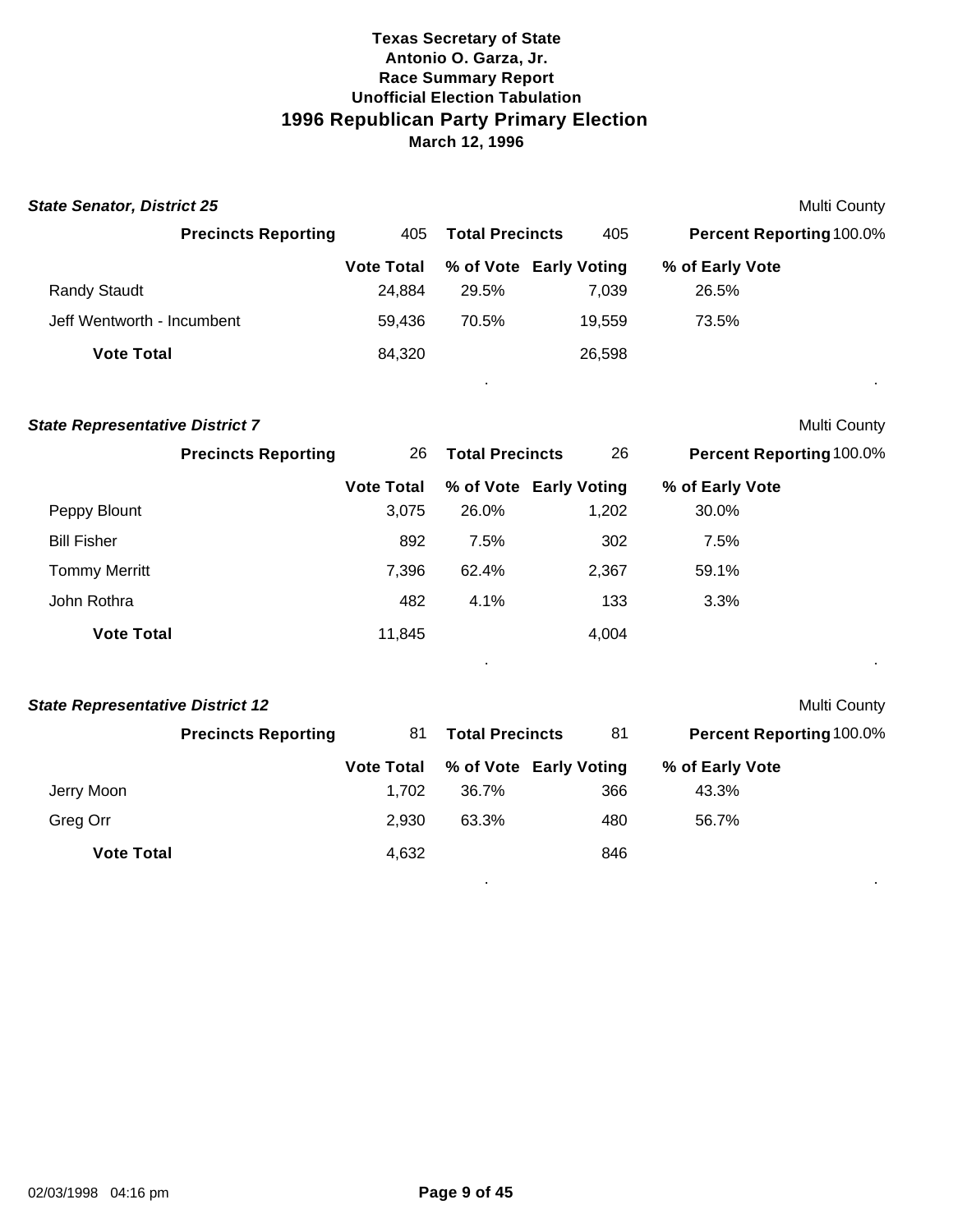**Texas Secretary of State**
**Antonio O. Garza, Jr.**
**Race Summary Report**
**Unofficial Election Tabulation**

# 1996 Republican Party Primary Election

**March 12, 1996**

### *State Senator, District 25*

Multi County

**Precincts Reporting** 405 **Total Precincts** 405 **Percent Reporting** 100.0%

| | Vote Total | % of Vote | Early Voting | % of Early Vote |
|---|---|---|---|---|
| Randy Staudt | 24,884 | 29.5% | 7,039 | 26.5% |
| Jeff Wentworth - Incumbent | 59,436 | 70.5% | 19,559 | 73.5% |
| **Vote Total** | 84,320 | | 26,598 | |

### *State Representative District 7*

Multi County

**Precincts Reporting** 26 **Total Precincts** 26 **Percent Reporting** 100.0%

| | Vote Total | % of Vote | Early Voting | % of Early Vote |
|---|---|---|---|---|
| Peppy Blount | 3,075 | 26.0% | 1,202 | 30.0% |
| Bill Fisher | 892 | 7.5% | 302 | 7.5% |
| Tommy Merritt | 7,396 | 62.4% | 2,367 | 59.1% |
| John Rothra | 482 | 4.1% | 133 | 3.3% |
| **Vote Total** | 11,845 | | 4,004 | |

### *State Representative District 12*

Multi County

**Precincts Reporting** 81 **Total Precincts** 81 **Percent Reporting** 100.0%

| | Vote Total | % of Vote | Early Voting | % of Early Vote |
|---|---|---|---|---|
| Jerry Moon | 1,702 | 36.7% | 366 | 43.3% |
| Greg Orr | 2,930 | 63.3% | 480 | 56.7% |
| **Vote Total** | 4,632 | | 846 | |

02/03/1998 04:16 pm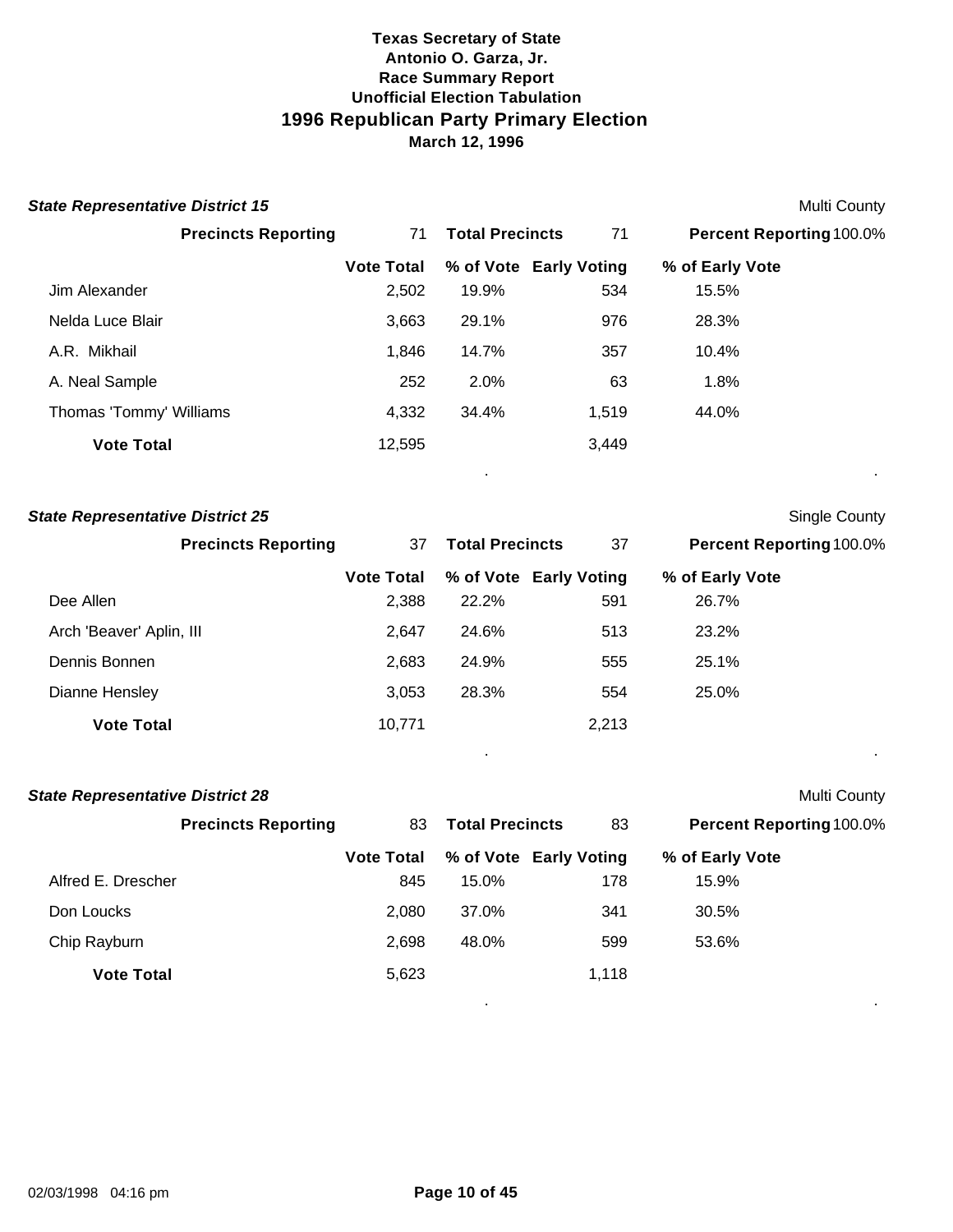# Texas Secretary of State
## Antonio O. Garza, Jr.
## Race Summary Report
## Unofficial Election Tabulation
# 1996 Republican Party Primary Election
## March 12, 1996

### *State Representative District 15*

Multi County

**Precincts Reporting** 71 **Total Precincts** 71 **Percent Reporting** 100.0%

| | Vote Total | % of Vote | Early Voting | % of Early Vote |
|---|---|---|---|---|
| Jim Alexander | 2,502 | 19.9% | 534 | 15.5% |
| Nelda Luce Blair | 3,663 | 29.1% | 976 | 28.3% |
| A.R. Mikhail | 1,846 | 14.7% | 357 | 10.4% |
| A. Neal Sample | 252 | 2.0% | 63 | 1.8% |
| Thomas 'Tommy' Williams | 4,332 | 34.4% | 1,519 | 44.0% |
| **Vote Total** | 12,595 | | 3,449 | |

### *State Representative District 25*

Single County

**Precincts Reporting** 37 **Total Precincts** 37 **Percent Reporting** 100.0%

| | Vote Total | % of Vote | Early Voting | % of Early Vote |
|---|---|---|---|---|
| Dee Allen | 2,388 | 22.2% | 591 | 26.7% |
| Arch 'Beaver' Aplin, III | 2,647 | 24.6% | 513 | 23.2% |
| Dennis Bonnen | 2,683 | 24.9% | 555 | 25.1% |
| Dianne Hensley | 3,053 | 28.3% | 554 | 25.0% |
| **Vote Total** | 10,771 | | 2,213 | |

### *State Representative District 28*

Multi County

**Precincts Reporting** 83 **Total Precincts** 83 **Percent Reporting** 100.0%

| | Vote Total | % of Vote | Early Voting | % of Early Vote |
|---|---|---|---|---|
| Alfred E. Drescher | 845 | 15.0% | 178 | 15.9% |
| Don Loucks | 2,080 | 37.0% | 341 | 30.5% |
| Chip Rayburn | 2,698 | 48.0% | 599 | 53.6% |
| **Vote Total** | 5,623 | | 1,118 | |

02/03/1998 04:16 pm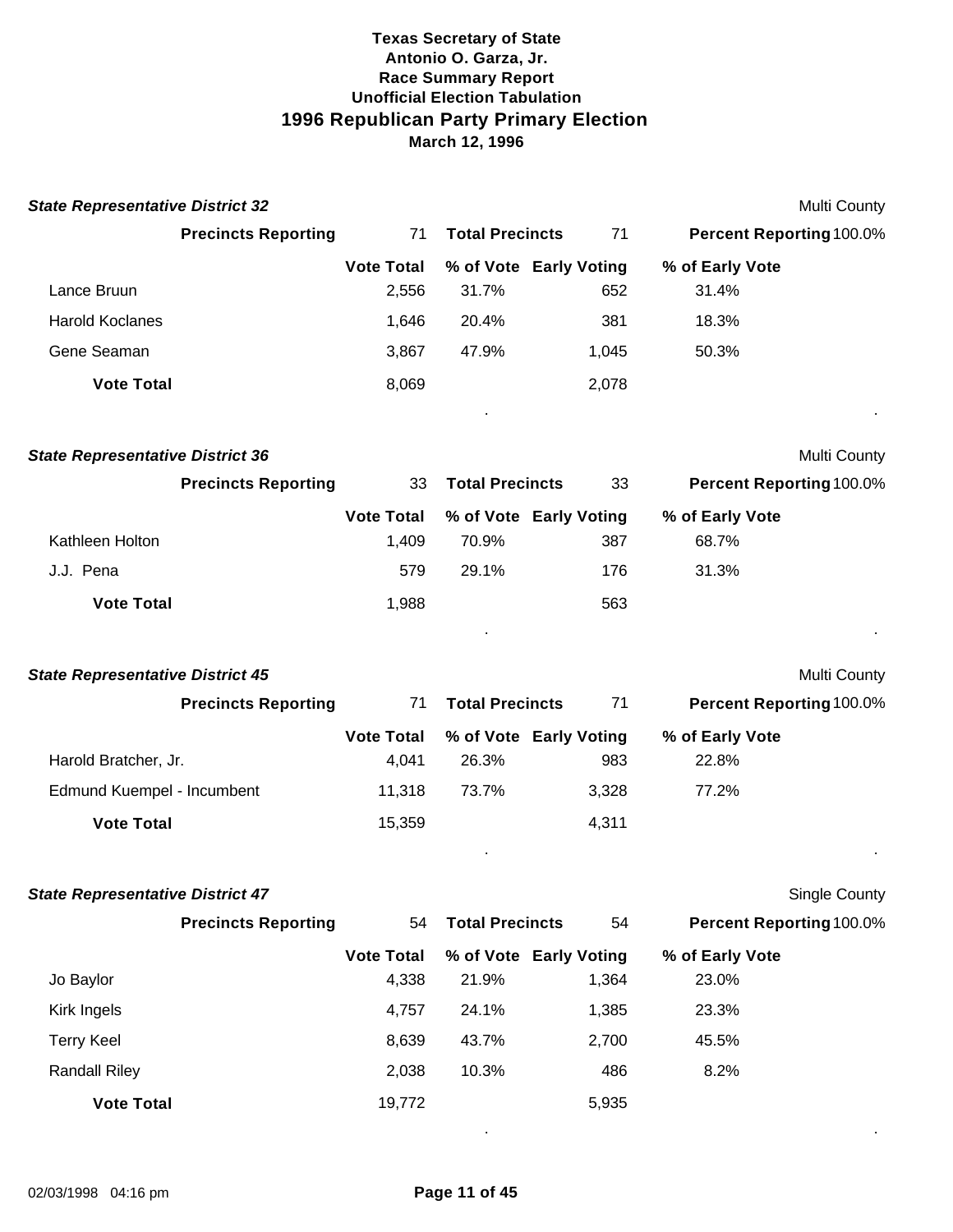**Texas Secretary of State**
**Antonio O. Garza, Jr.**
**Race Summary Report**
**Unofficial Election Tabulation**

# 1996 Republican Party Primary Election

**March 12, 1996**

### *State Representative District 32*

Multi County

**Precincts Reporting** 71 **Total Precincts** 71 **Percent Reporting** 100.0%

| | Vote Total | % of Vote | Early Voting | % of Early Vote |
|---|---|---|---|---|
| Lance Bruun | 2,556 | 31.7% | 652 | 31.4% |
| Harold Koclanes | 1,646 | 20.4% | 381 | 18.3% |
| Gene Seaman | 3,867 | 47.9% | 1,045 | 50.3% |
| **Vote Total** | 8,069 | | 2,078 | |

### *State Representative District 36*

Multi County

**Precincts Reporting** 33 **Total Precincts** 33 **Percent Reporting** 100.0%

| | Vote Total | % of Vote | Early Voting | % of Early Vote |
|---|---|---|---|---|
| Kathleen Holton | 1,409 | 70.9% | 387 | 68.7% |
| J.J. Pena | 579 | 29.1% | 176 | 31.3% |
| **Vote Total** | 1,988 | | 563 | |

### *State Representative District 45*

Multi County

**Precincts Reporting** 71 **Total Precincts** 71 **Percent Reporting** 100.0%

| | Vote Total | % of Vote | Early Voting | % of Early Vote |
|---|---|---|---|---|
| Harold Bratcher, Jr. | 4,041 | 26.3% | 983 | 22.8% |
| Edmund Kuempel - Incumbent | 11,318 | 73.7% | 3,328 | 77.2% |
| **Vote Total** | 15,359 | | 4,311 | |

### *State Representative District 47*

Single County

**Precincts Reporting** 54 **Total Precincts** 54 **Percent Reporting** 100.0%

| | Vote Total | % of Vote | Early Voting | % of Early Vote |
|---|---|---|---|---|
| Jo Baylor | 4,338 | 21.9% | 1,364 | 23.0% |
| Kirk Ingels | 4,757 | 24.1% | 1,385 | 23.3% |
| Terry Keel | 8,639 | 43.7% | 2,700 | 45.5% |
| Randall Riley | 2,038 | 10.3% | 486 | 8.2% |
| **Vote Total** | 19,772 | | 5,935 | |

02/03/1998 04:16 pm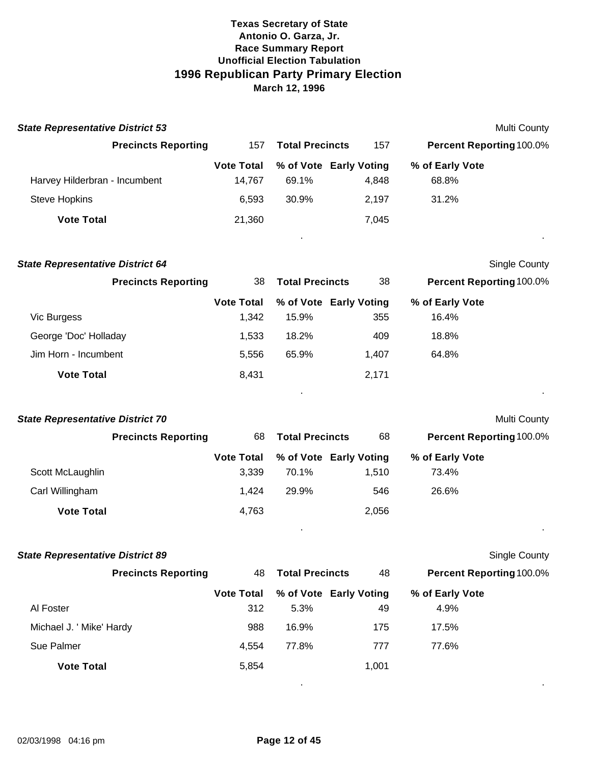# Texas Secretary of State
## Antonio O. Garza, Jr.
### Race Summary Report
### Unofficial Election Tabulation
## 1996 Republican Party Primary Election
### March 12, 1996

**State Representative District 53** — Multi County

| Precincts Reporting | 157 | Total Precincts | 157 | Percent Reporting 100.0% |
|---|---|---|---|---|
| | **Vote Total** | **% of Vote** | **Early Voting** | **% of Early Vote** |
| Harvey Hilderbran - Incumbent | 14,767 | 69.1% | 4,848 | 68.8% |
| Steve Hopkins | 6,593 | 30.9% | 2,197 | 31.2% |
| **Vote Total** | 21,360 | | 7,045 | |

**State Representative District 64** — Single County

| Precincts Reporting | 38 | Total Precincts | 38 | Percent Reporting 100.0% |
|---|---|---|---|---|
| | **Vote Total** | **% of Vote** | **Early Voting** | **% of Early Vote** |
| Vic Burgess | 1,342 | 15.9% | 355 | 16.4% |
| George 'Doc' Holladay | 1,533 | 18.2% | 409 | 18.8% |
| Jim Horn - Incumbent | 5,556 | 65.9% | 1,407 | 64.8% |
| **Vote Total** | 8,431 | | 2,171 | |

**State Representative District 70** — Multi County

| Precincts Reporting | 68 | Total Precincts | 68 | Percent Reporting 100.0% |
|---|---|---|---|---|
| | **Vote Total** | **% of Vote** | **Early Voting** | **% of Early Vote** |
| Scott McLaughlin | 3,339 | 70.1% | 1,510 | 73.4% |
| Carl Willingham | 1,424 | 29.9% | 546 | 26.6% |
| **Vote Total** | 4,763 | | 2,056 | |

**State Representative District 89** — Single County

| Precincts Reporting | 48 | Total Precincts | 48 | Percent Reporting 100.0% |
|---|---|---|---|---|
| | **Vote Total** | **% of Vote** | **Early Voting** | **% of Early Vote** |
| Al Foster | 312 | 5.3% | 49 | 4.9% |
| Michael J. ' Mike' Hardy | 988 | 16.9% | 175 | 17.5% |
| Sue Palmer | 4,554 | 77.8% | 777 | 77.6% |
| **Vote Total** | 5,854 | | 1,001 | |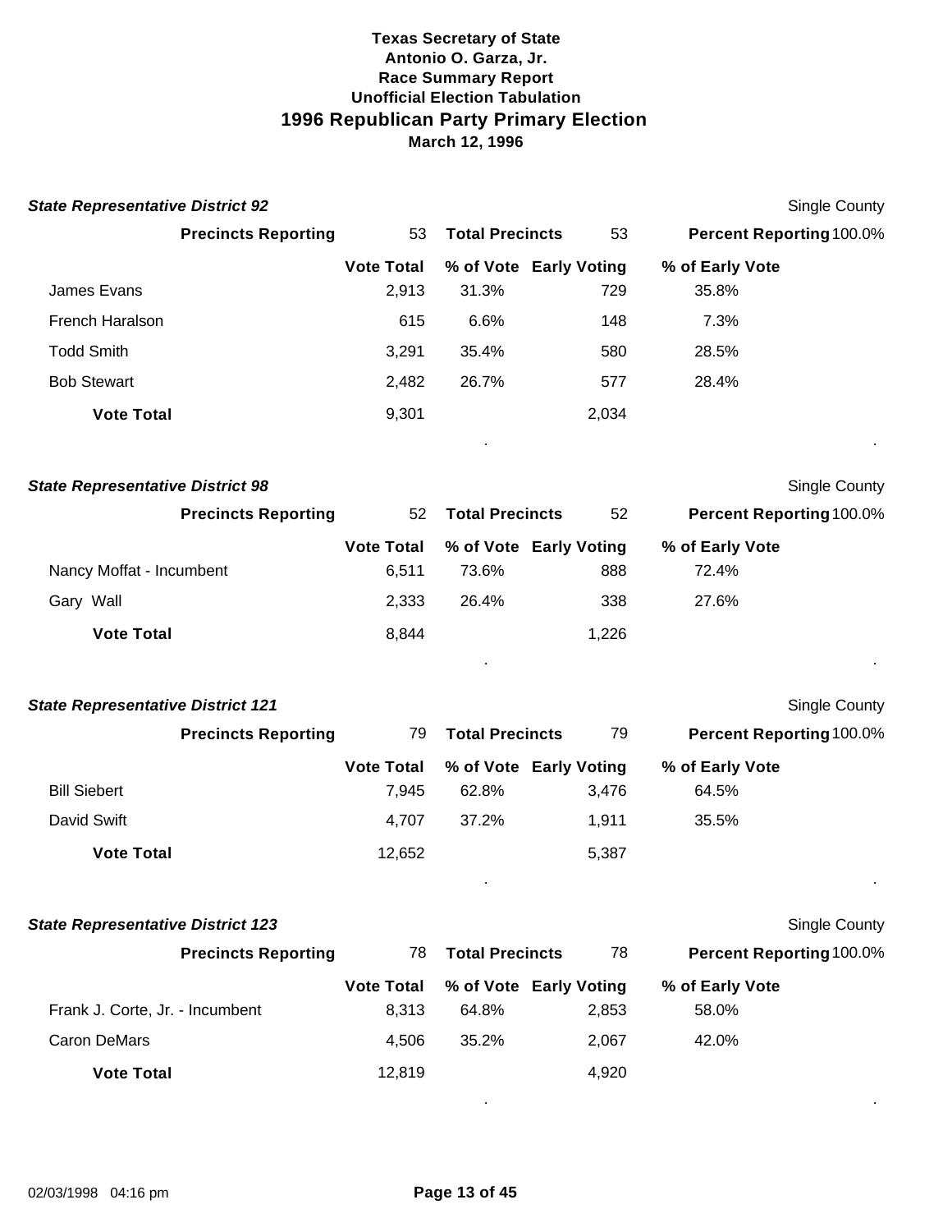**Texas Secretary of State**
**Antonio O. Garza, Jr.**
**Race Summary Report**
**Unofficial Election Tabulation**

# 1996 Republican Party Primary Election

**March 12, 1996**

### State Representative District 92

Single County

| **Precincts Reporting** | 53 | **Total Precincts** | 53 | **Percent Reporting** 100.0% |
|---|---|---|---|---|

| | Vote Total | % of Vote | Early Voting | % of Early Vote |
|---|---|---|---|---|
| James Evans | 2,913 | 31.3% | 729 | 35.8% |
| French Haralson | 615 | 6.6% | 148 | 7.3% |
| Todd Smith | 3,291 | 35.4% | 580 | 28.5% |
| Bob Stewart | 2,482 | 26.7% | 577 | 28.4% |
| **Vote Total** | 9,301 | | 2,034 | |

### State Representative District 98

Single County

| **Precincts Reporting** | 52 | **Total Precincts** | 52 | **Percent Reporting** 100.0% |
|---|---|---|---|---|

| | Vote Total | % of Vote | Early Voting | % of Early Vote |
|---|---|---|---|---|
| Nancy Moffat - Incumbent | 6,511 | 73.6% | 888 | 72.4% |
| Gary Wall | 2,333 | 26.4% | 338 | 27.6% |
| **Vote Total** | 8,844 | | 1,226 | |

### State Representative District 121

Single County

| **Precincts Reporting** | 79 | **Total Precincts** | 79 | **Percent Reporting** 100.0% |
|---|---|---|---|---|

| | Vote Total | % of Vote | Early Voting | % of Early Vote |
|---|---|---|---|---|
| Bill Siebert | 7,945 | 62.8% | 3,476 | 64.5% |
| David Swift | 4,707 | 37.2% | 1,911 | 35.5% |
| **Vote Total** | 12,652 | | 5,387 | |

### State Representative District 123

Single County

| **Precincts Reporting** | 78 | **Total Precincts** | 78 | **Percent Reporting** 100.0% |
|---|---|---|---|---|

| | Vote Total | % of Vote | Early Voting | % of Early Vote |
|---|---|---|---|---|
| Frank J. Corte, Jr. - Incumbent | 8,313 | 64.8% | 2,853 | 58.0% |
| Caron DeMars | 4,506 | 35.2% | 2,067 | 42.0% |
| **Vote Total** | 12,819 | | 4,920 | |

02/03/1998 04:16 pm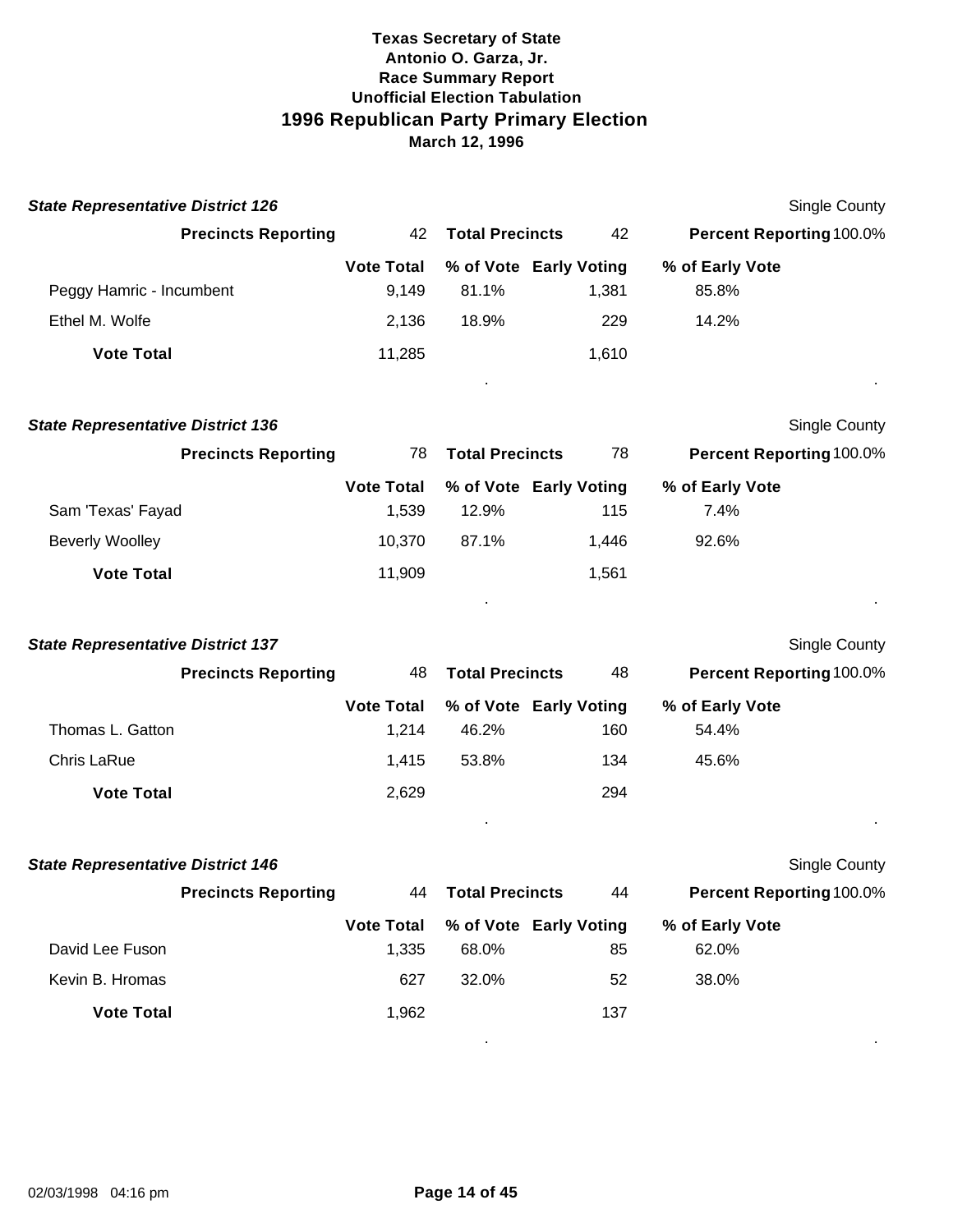**Texas Secretary of State**
**Antonio O. Garza, Jr.**
**Race Summary Report**
**Unofficial Election Tabulation**

# 1996 Republican Party Primary Election

**March 12, 1996**

### *State Representative District 126*

Single County

**Precincts Reporting** 42 **Total Precincts** 42 **Percent Reporting** 100.0%

| | Vote Total | % of Vote | Early Voting | % of Early Vote |
|---|---|---|---|---|
| Peggy Hamric - Incumbent | 9,149 | 81.1% | 1,381 | 85.8% |
| Ethel M. Wolfe | 2,136 | 18.9% | 229 | 14.2% |
| **Vote Total** | 11,285 | | 1,610 | |

### *State Representative District 136*

Single County

**Precincts Reporting** 78 **Total Precincts** 78 **Percent Reporting** 100.0%

| | Vote Total | % of Vote | Early Voting | % of Early Vote |
|---|---|---|---|---|
| Sam 'Texas' Fayad | 1,539 | 12.9% | 115 | 7.4% |
| Beverly Woolley | 10,370 | 87.1% | 1,446 | 92.6% |
| **Vote Total** | 11,909 | | 1,561 | |

### *State Representative District 137*

Single County

**Precincts Reporting** 48 **Total Precincts** 48 **Percent Reporting** 100.0%

| | Vote Total | % of Vote | Early Voting | % of Early Vote |
|---|---|---|---|---|
| Thomas L. Gatton | 1,214 | 46.2% | 160 | 54.4% |
| Chris LaRue | 1,415 | 53.8% | 134 | 45.6% |
| **Vote Total** | 2,629 | | 294 | |

### *State Representative District 146*

Single County

**Precincts Reporting** 44 **Total Precincts** 44 **Percent Reporting** 100.0%

| | Vote Total | % of Vote | Early Voting | % of Early Vote |
|---|---|---|---|---|
| David Lee Fuson | 1,335 | 68.0% | 85 | 62.0% |
| Kevin B. Hromas | 627 | 32.0% | 52 | 38.0% |
| **Vote Total** | 1,962 | | 137 | |

02/03/1998 04:16 pm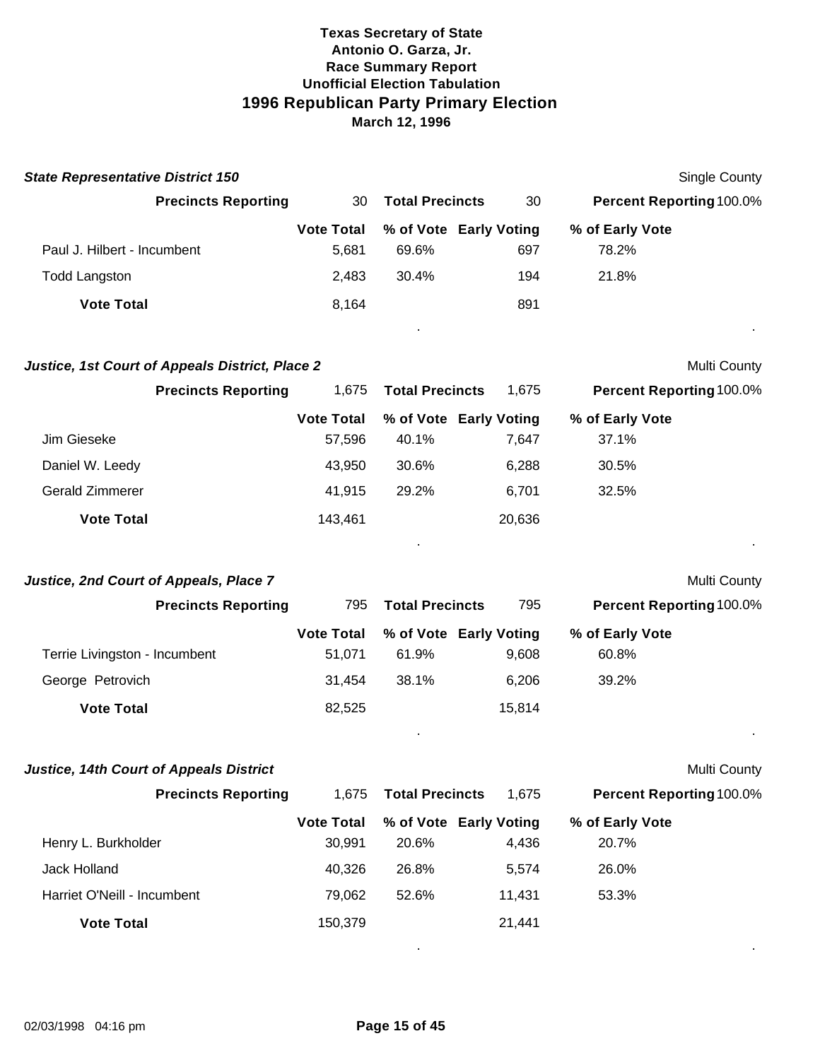**Texas Secretary of State**
**Antonio O. Garza, Jr.**
**Race Summary Report**
**Unofficial Election Tabulation**

# 1996 Republican Party Primary Election

**March 12, 1996**

### *State Representative District 150*

Single County

| Precincts Reporting | 30 | Total Precincts | 30 | Percent Reporting 100.0% |
|---|---|---|---|---|
| | **Vote Total** | **% of Vote** | **Early Voting** | **% of Early Vote** |
| Paul J. Hilbert - Incumbent | 5,681 | 69.6% | 697 | 78.2% |
| Todd Langston | 2,483 | 30.4% | 194 | 21.8% |
| **Vote Total** | 8,164 | | 891 | |

### *Justice, 1st Court of Appeals District, Place 2*

Multi County

| Precincts Reporting | 1,675 | Total Precincts | 1,675 | Percent Reporting 100.0% |
|---|---|---|---|---|
| | **Vote Total** | **% of Vote** | **Early Voting** | **% of Early Vote** |
| Jim Gieseke | 57,596 | 40.1% | 7,647 | 37.1% |
| Daniel W. Leedy | 43,950 | 30.6% | 6,288 | 30.5% |
| Gerald Zimmerer | 41,915 | 29.2% | 6,701 | 32.5% |
| **Vote Total** | 143,461 | | 20,636 | |

### *Justice, 2nd Court of Appeals, Place 7*

Multi County

| Precincts Reporting | 795 | Total Precincts | 795 | Percent Reporting 100.0% |
|---|---|---|---|---|
| | **Vote Total** | **% of Vote** | **Early Voting** | **% of Early Vote** |
| Terrie Livingston - Incumbent | 51,071 | 61.9% | 9,608 | 60.8% |
| George Petrovich | 31,454 | 38.1% | 6,206 | 39.2% |
| **Vote Total** | 82,525 | | 15,814 | |

### *Justice, 14th Court of Appeals District*

Multi County

| Precincts Reporting | 1,675 | Total Precincts | 1,675 | Percent Reporting 100.0% |
|---|---|---|---|---|
| | **Vote Total** | **% of Vote** | **Early Voting** | **% of Early Vote** |
| Henry L. Burkholder | 30,991 | 20.6% | 4,436 | 20.7% |
| Jack Holland | 40,326 | 26.8% | 5,574 | 26.0% |
| Harriet O'Neill - Incumbent | 79,062 | 52.6% | 11,431 | 53.3% |
| **Vote Total** | 150,379 | | 21,441 | |

02/03/1998 04:16 pm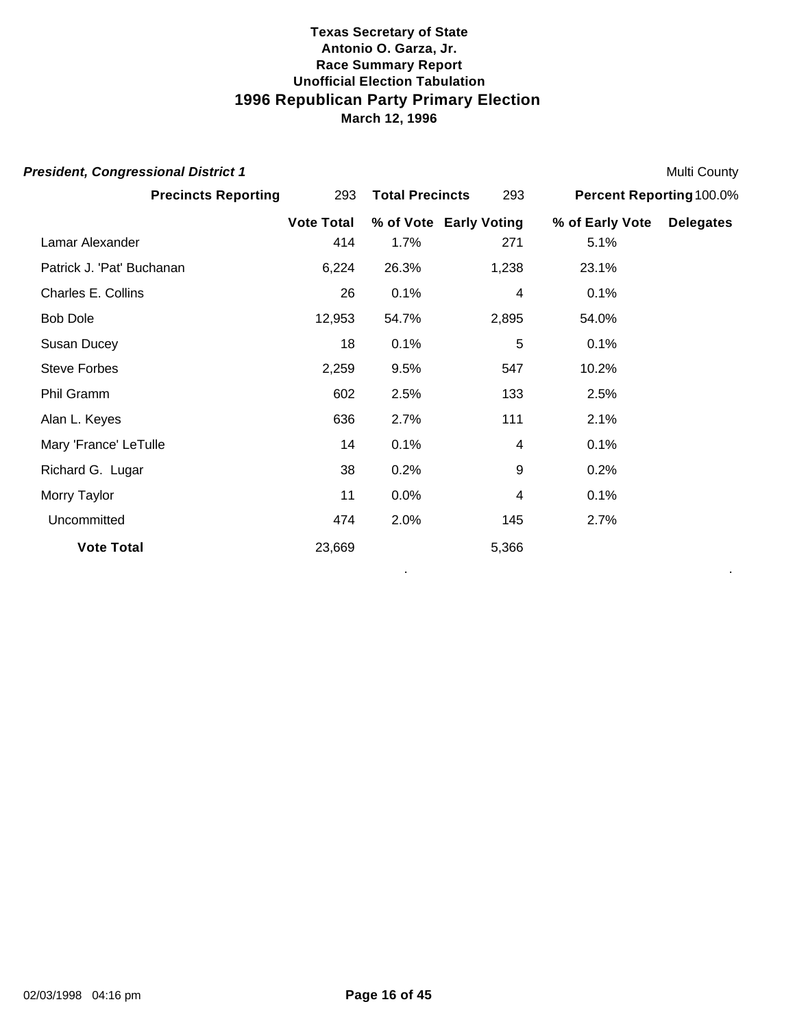**Texas Secretary of State**
**Antonio O. Garza, Jr.**
**Race Summary Report**
**Unofficial Election Tabulation**

# 1996 Republican Party Primary Election

**March 12, 1996**

***President, Congressional District 1*** — Multi County

**Precincts Reporting** 293 **Total Precincts** 293 **Percent Reporting** 100.0%

| | Vote Total | % of Vote | Early Voting | % of Early Vote | Delegates |
|---|---|---|---|---|---|
| Lamar Alexander | 414 | 1.7% | 271 | 5.1% | |
| Patrick J. 'Pat' Buchanan | 6,224 | 26.3% | 1,238 | 23.1% | |
| Charles E. Collins | 26 | 0.1% | 4 | 0.1% | |
| Bob Dole | 12,953 | 54.7% | 2,895 | 54.0% | |
| Susan Ducey | 18 | 0.1% | 5 | 0.1% | |
| Steve Forbes | 2,259 | 9.5% | 547 | 10.2% | |
| Phil Gramm | 602 | 2.5% | 133 | 2.5% | |
| Alan L. Keyes | 636 | 2.7% | 111 | 2.1% | |
| Mary 'France' LeTulle | 14 | 0.1% | 4 | 0.1% | |
| Richard G. Lugar | 38 | 0.2% | 9 | 0.2% | |
| Morry Taylor | 11 | 0.0% | 4 | 0.1% | |
| Uncommitted | 474 | 2.0% | 145 | 2.7% | |
| **Vote Total** | 23,669 | | 5,366 | | |

02/03/1998 04:16 pm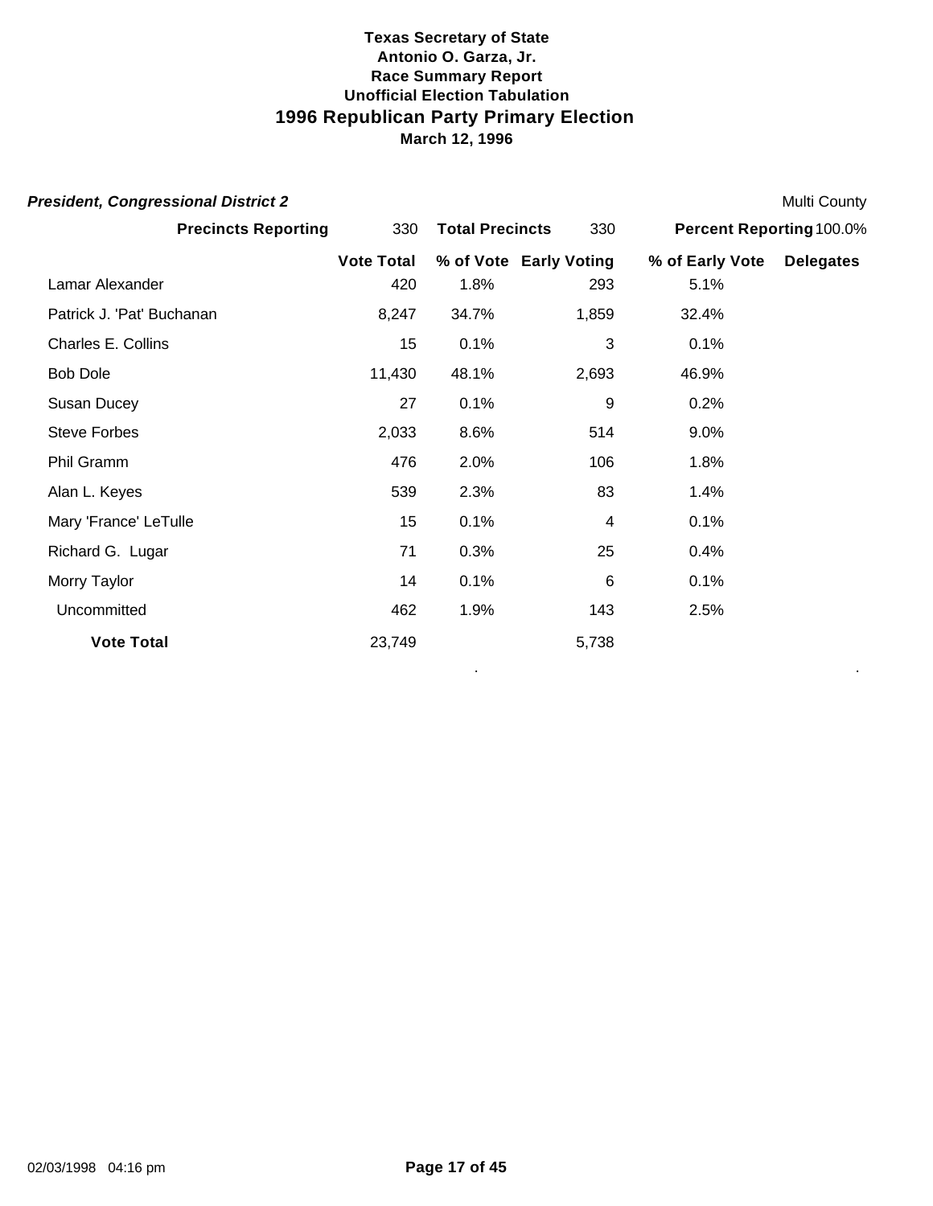**Texas Secretary of State**
**Antonio O. Garza, Jr.**
**Race Summary Report**
**Unofficial Election Tabulation**

# 1996 Republican Party Primary Election

**March 12, 1996**

***President, Congressional District 2*** — Multi County

**Precincts Reporting** 330 **Total Precincts** 330 **Percent Reporting** 100.0%

| | Vote Total | % of Vote | Early Voting | % of Early Vote | Delegates |
|---|---|---|---|---|---|
| Lamar Alexander | 420 | 1.8% | 293 | 5.1% | |
| Patrick J. 'Pat' Buchanan | 8,247 | 34.7% | 1,859 | 32.4% | |
| Charles E. Collins | 15 | 0.1% | 3 | 0.1% | |
| Bob Dole | 11,430 | 48.1% | 2,693 | 46.9% | |
| Susan Ducey | 27 | 0.1% | 9 | 0.2% | |
| Steve Forbes | 2,033 | 8.6% | 514 | 9.0% | |
| Phil Gramm | 476 | 2.0% | 106 | 1.8% | |
| Alan L. Keyes | 539 | 2.3% | 83 | 1.4% | |
| Mary 'France' LeTulle | 15 | 0.1% | 4 | 0.1% | |
| Richard G. Lugar | 71 | 0.3% | 25 | 0.4% | |
| Morry Taylor | 14 | 0.1% | 6 | 0.1% | |
| Uncommitted | 462 | 1.9% | 143 | 2.5% | |
| **Vote Total** | 23,749 | | 5,738 | | |

02/03/1998 04:16 pm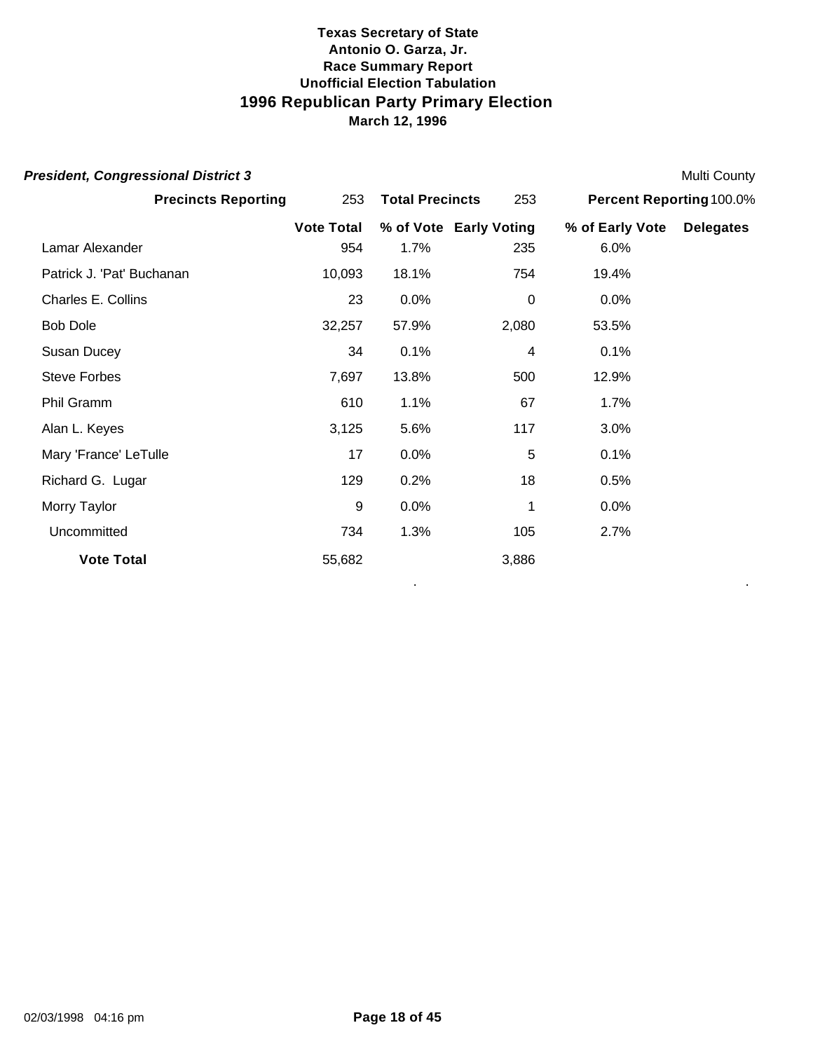# Texas Secretary of State
## Antonio O. Garza, Jr.
### Race Summary Report
### Unofficial Election Tabulation
## 1996 Republican Party Primary Election
### March 12, 1996

***President, Congressional District 3*** — Multi County

**Precincts Reporting** 253 — **Total Precincts** 253 — **Percent Reporting** 100.0%

| | Vote Total | % of Vote | Early Voting | % of Early Vote | Delegates |
|---|---|---|---|---|---|
| Lamar Alexander | 954 | 1.7% | 235 | 6.0% | |
| Patrick J. 'Pat' Buchanan | 10,093 | 18.1% | 754 | 19.4% | |
| Charles E. Collins | 23 | 0.0% | 0 | 0.0% | |
| Bob Dole | 32,257 | 57.9% | 2,080 | 53.5% | |
| Susan Ducey | 34 | 0.1% | 4 | 0.1% | |
| Steve Forbes | 7,697 | 13.8% | 500 | 12.9% | |
| Phil Gramm | 610 | 1.1% | 67 | 1.7% | |
| Alan L. Keyes | 3,125 | 5.6% | 117 | 3.0% | |
| Mary 'France' LeTulle | 17 | 0.0% | 5 | 0.1% | |
| Richard G. Lugar | 129 | 0.2% | 18 | 0.5% | |
| Morry Taylor | 9 | 0.0% | 1 | 0.0% | |
| Uncommitted | 734 | 1.3% | 105 | 2.7% | |
| **Vote Total** | 55,682 | | 3,886 | | |

02/03/1998 04:16 pm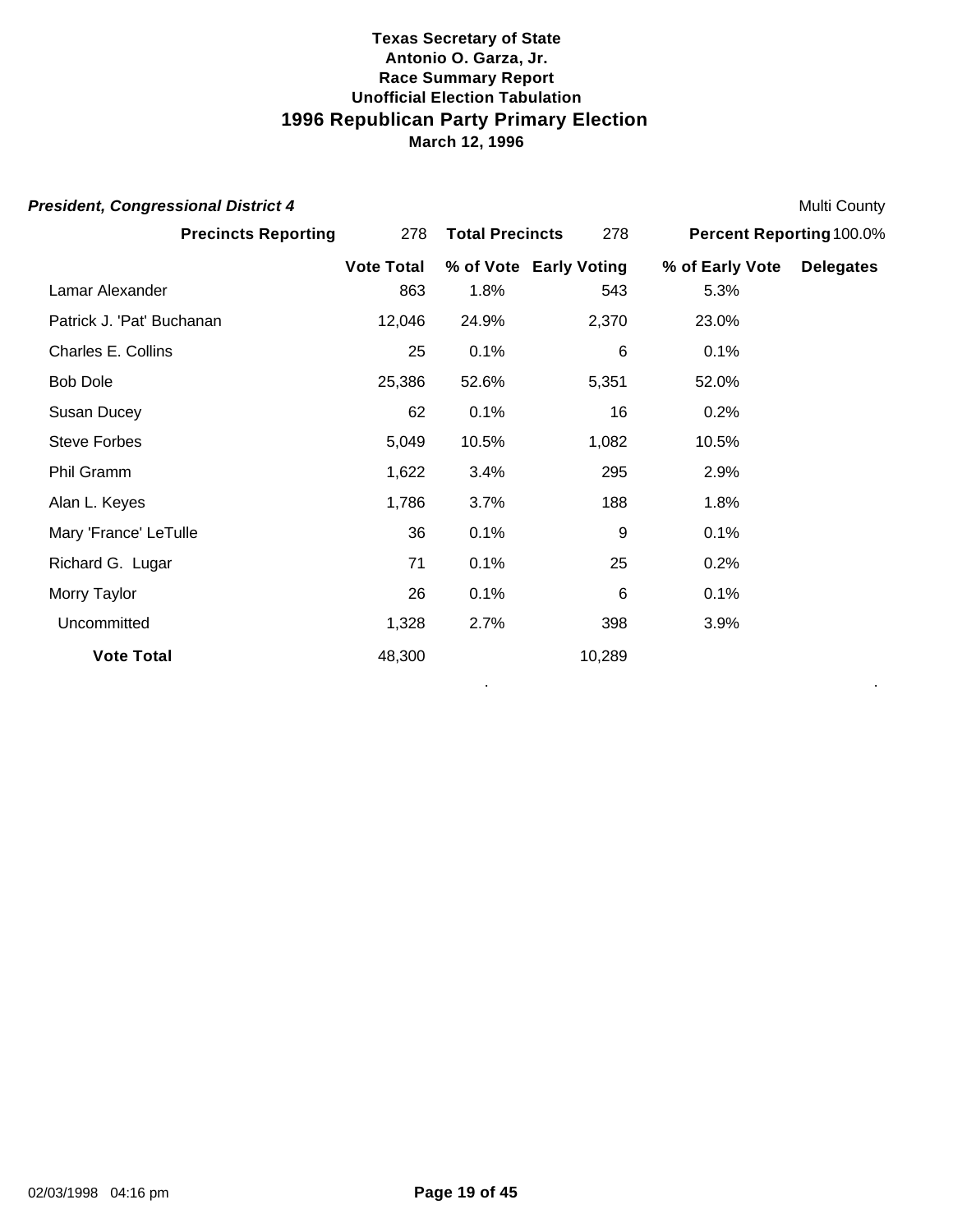**Texas Secretary of State**
**Antonio O. Garza, Jr.**
**Race Summary Report**
**Unofficial Election Tabulation**

# 1996 Republican Party Primary Election

**March 12, 1996**

***President, Congressional District 4*** — Multi County

| **Precincts Reporting** | 278 | **Total Precincts** | 278 | **Percent Reporting** | 100.0% |
|---|---|---|---|---|---|

| | **Vote Total** | **% of Vote** | **Early Voting** | **% of Early Vote** | **Delegates** |
|---|---|---|---|---|---|
| Lamar Alexander | 863 | 1.8% | 543 | 5.3% | |
| Patrick J. 'Pat' Buchanan | 12,046 | 24.9% | 2,370 | 23.0% | |
| Charles E. Collins | 25 | 0.1% | 6 | 0.1% | |
| Bob Dole | 25,386 | 52.6% | 5,351 | 52.0% | |
| Susan Ducey | 62 | 0.1% | 16 | 0.2% | |
| Steve Forbes | 5,049 | 10.5% | 1,082 | 10.5% | |
| Phil Gramm | 1,622 | 3.4% | 295 | 2.9% | |
| Alan L. Keyes | 1,786 | 3.7% | 188 | 1.8% | |
| Mary 'France' LeTulle | 36 | 0.1% | 9 | 0.1% | |
| Richard G. Lugar | 71 | 0.1% | 25 | 0.2% | |
| Morry Taylor | 26 | 0.1% | 6 | 0.1% | |
| Uncommitted | 1,328 | 2.7% | 398 | 3.9% | |
| **Vote Total** | 48,300 | | 10,289 | | |

02/03/1998 04:16 pm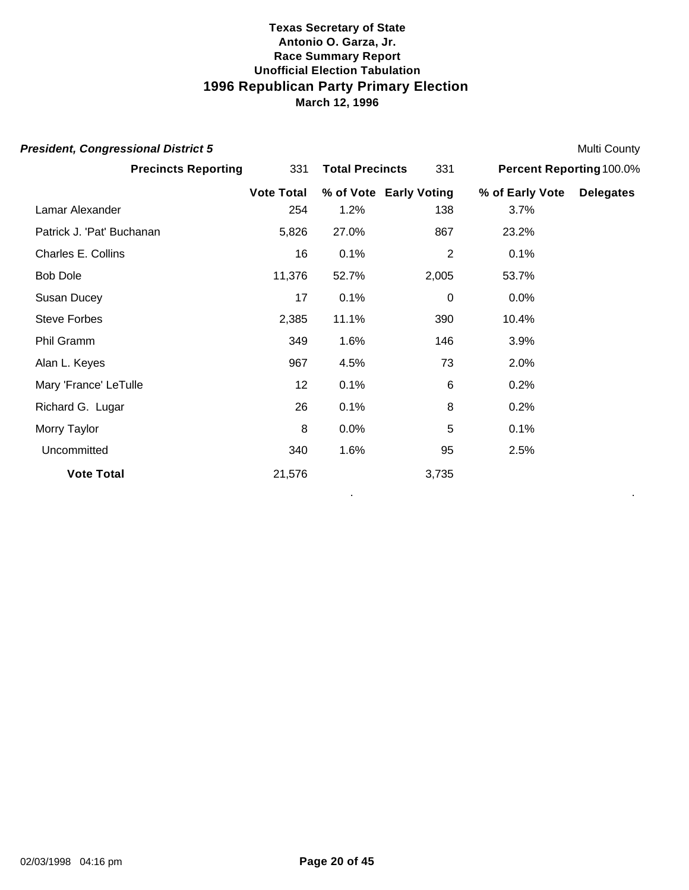**Texas Secretary of State**
**Antonio O. Garza, Jr.**
**Race Summary Report**
**Unofficial Election Tabulation**

# 1996 Republican Party Primary Election

**March 12, 1996**

***President, Congressional District 5*** — Multi County

**Precincts Reporting** 331 **Total Precincts** 331 **Percent Reporting** 100.0%

| | Vote Total | % of Vote | Early Voting | % of Early Vote | Delegates |
|---|---|---|---|---|---|
| Lamar Alexander | 254 | 1.2% | 138 | 3.7% | |
| Patrick J. 'Pat' Buchanan | 5,826 | 27.0% | 867 | 23.2% | |
| Charles E. Collins | 16 | 0.1% | 2 | 0.1% | |
| Bob Dole | 11,376 | 52.7% | 2,005 | 53.7% | |
| Susan Ducey | 17 | 0.1% | 0 | 0.0% | |
| Steve Forbes | 2,385 | 11.1% | 390 | 10.4% | |
| Phil Gramm | 349 | 1.6% | 146 | 3.9% | |
| Alan L. Keyes | 967 | 4.5% | 73 | 2.0% | |
| Mary 'France' LeTulle | 12 | 0.1% | 6 | 0.2% | |
| Richard G. Lugar | 26 | 0.1% | 8 | 0.2% | |
| Morry Taylor | 8 | 0.0% | 5 | 0.1% | |
| Uncommitted | 340 | 1.6% | 95 | 2.5% | |
| **Vote Total** | 21,576 | | 3,735 | | |

02/03/1998 04:16 pm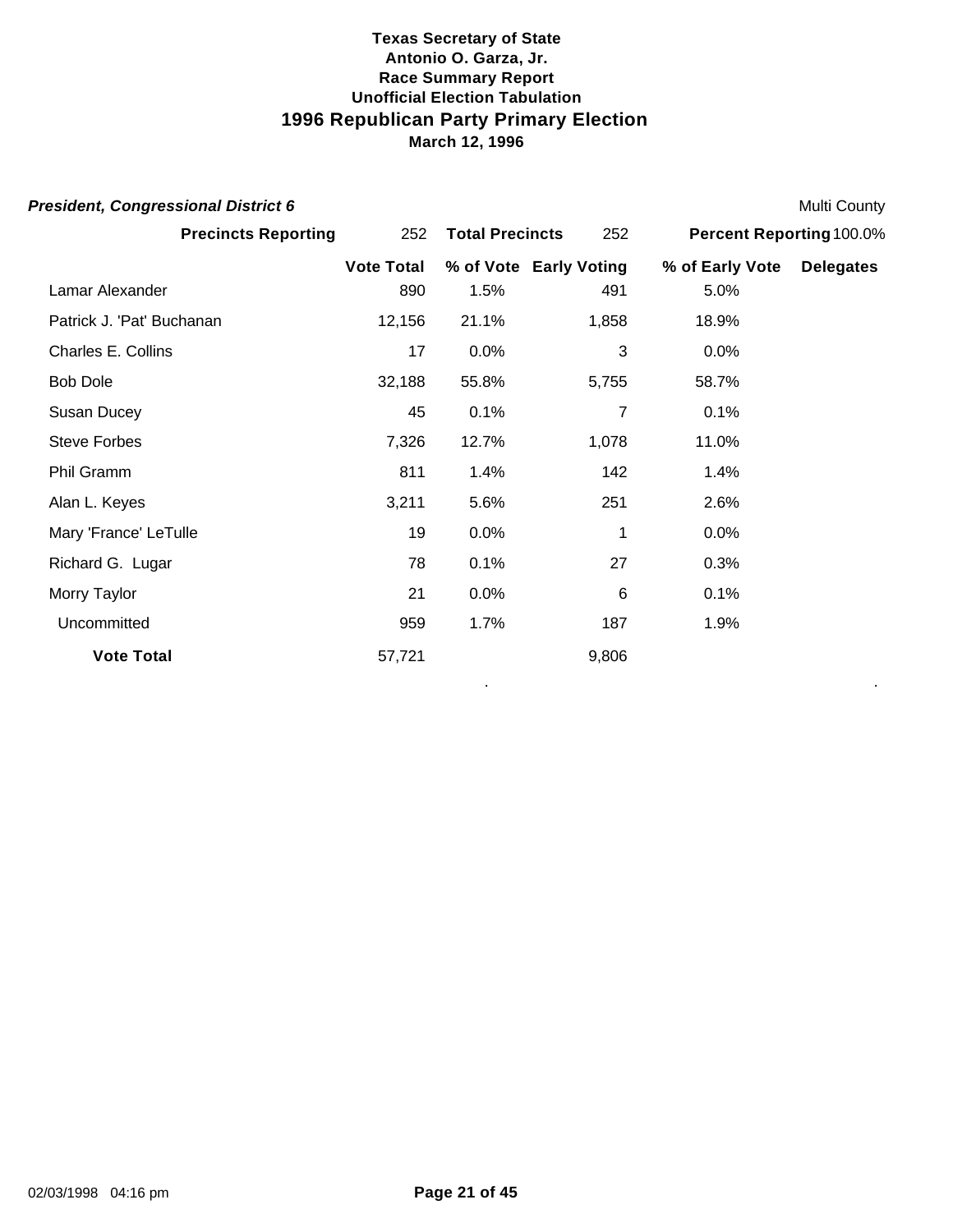**Texas Secretary of State**
**Antonio O. Garza, Jr.**
**Race Summary Report**
**Unofficial Election Tabulation**

# 1996 Republican Party Primary Election

**March 12, 1996**

***President, Congressional District 6*** Multi County

| **Precincts Reporting** | 252 | **Total Precincts** | 252 | **Percent Reporting** | 100.0% |
|---|---|---|---|---|---|

| | **Vote Total** | **% of Vote** | **Early Voting** | **% of Early Vote** | **Delegates** |
|---|---|---|---|---|---|
| Lamar Alexander | 890 | 1.5% | 491 | 5.0% | |
| Patrick J. 'Pat' Buchanan | 12,156 | 21.1% | 1,858 | 18.9% | |
| Charles E. Collins | 17 | 0.0% | 3 | 0.0% | |
| Bob Dole | 32,188 | 55.8% | 5,755 | 58.7% | |
| Susan Ducey | 45 | 0.1% | 7 | 0.1% | |
| Steve Forbes | 7,326 | 12.7% | 1,078 | 11.0% | |
| Phil Gramm | 811 | 1.4% | 142 | 1.4% | |
| Alan L. Keyes | 3,211 | 5.6% | 251 | 2.6% | |
| Mary 'France' LeTulle | 19 | 0.0% | 1 | 0.0% | |
| Richard G. Lugar | 78 | 0.1% | 27 | 0.3% | |
| Morry Taylor | 21 | 0.0% | 6 | 0.1% | |
| Uncommitted | 959 | 1.7% | 187 | 1.9% | |
| **Vote Total** | 57,721 | | 9,806 | | |

02/03/1998 04:16 pm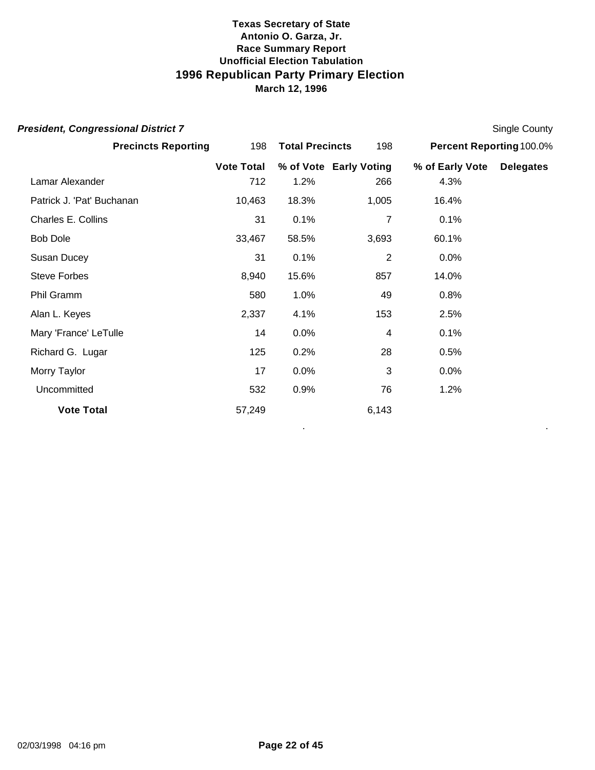**Texas Secretary of State**
**Antonio O. Garza, Jr.**
**Race Summary Report**
**Unofficial Election Tabulation**

# 1996 Republican Party Primary Election

**March 12, 1996**

***President, Congressional District 7*** — Single County

| **Precincts Reporting** | 198 | **Total Precincts** | 198 | **Percent Reporting** 100.0% | |
|---|---|---|---|---|---|
| | **Vote Total** | **% of Vote** | **Early Voting** | **% of Early Vote** | **Delegates** |
| Lamar Alexander | 712 | 1.2% | 266 | 4.3% | |
| Patrick J. 'Pat' Buchanan | 10,463 | 18.3% | 1,005 | 16.4% | |
| Charles E. Collins | 31 | 0.1% | 7 | 0.1% | |
| Bob Dole | 33,467 | 58.5% | 3,693 | 60.1% | |
| Susan Ducey | 31 | 0.1% | 2 | 0.0% | |
| Steve Forbes | 8,940 | 15.6% | 857 | 14.0% | |
| Phil Gramm | 580 | 1.0% | 49 | 0.8% | |
| Alan L. Keyes | 2,337 | 4.1% | 153 | 2.5% | |
| Mary 'France' LeTulle | 14 | 0.0% | 4 | 0.1% | |
| Richard G. Lugar | 125 | 0.2% | 28 | 0.5% | |
| Morry Taylor | 17 | 0.0% | 3 | 0.0% | |
| Uncommitted | 532 | 0.9% | 76 | 1.2% | |
| **Vote Total** | 57,249 | | 6,143 | | |

02/03/1998 04:16 pm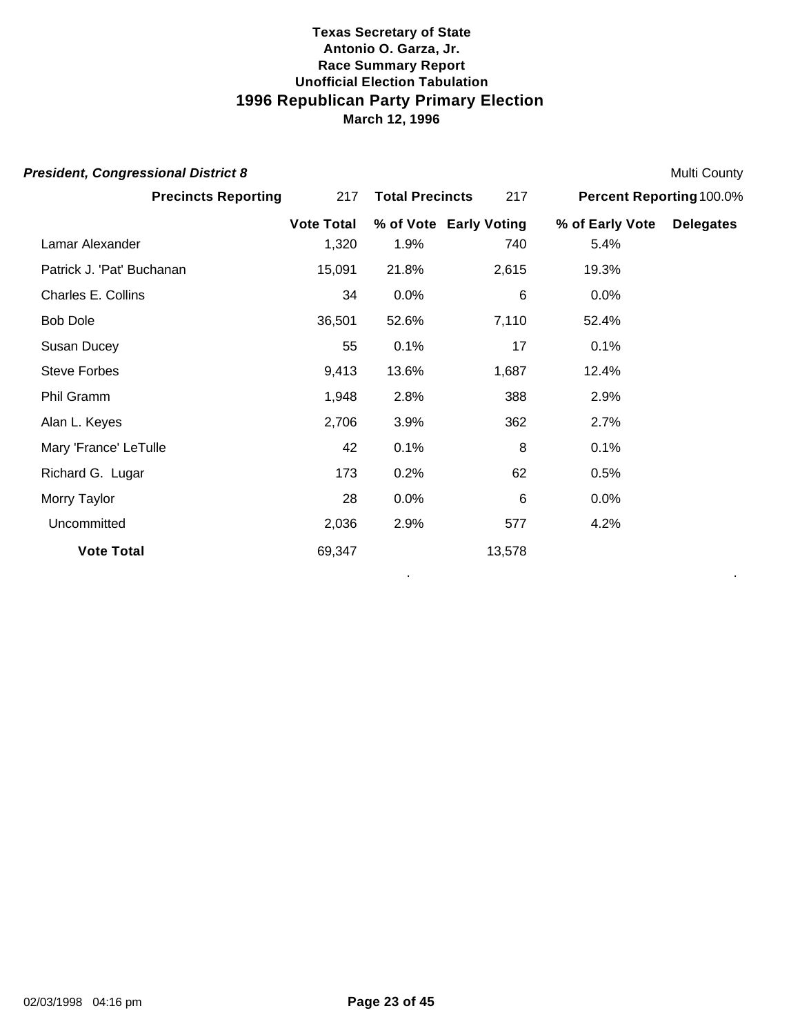**Texas Secretary of State**
**Antonio O. Garza, Jr.**
**Race Summary Report**
**Unofficial Election Tabulation**

# 1996 Republican Party Primary Election

**March 12, 1996**

***President, Congressional District 8*** Multi County

| **Precincts Reporting** | 217 | **Total Precincts** | 217 | **Percent Reporting** 100.0% | |
|---|---|---|---|---|---|
| | **Vote Total** | **% of Vote** | **Early Voting** | **% of Early Vote** | **Delegates** |
| Lamar Alexander | 1,320 | 1.9% | 740 | 5.4% | |
| Patrick J. 'Pat' Buchanan | 15,091 | 21.8% | 2,615 | 19.3% | |
| Charles E. Collins | 34 | 0.0% | 6 | 0.0% | |
| Bob Dole | 36,501 | 52.6% | 7,110 | 52.4% | |
| Susan Ducey | 55 | 0.1% | 17 | 0.1% | |
| Steve Forbes | 9,413 | 13.6% | 1,687 | 12.4% | |
| Phil Gramm | 1,948 | 2.8% | 388 | 2.9% | |
| Alan L. Keyes | 2,706 | 3.9% | 362 | 2.7% | |
| Mary 'France' LeTulle | 42 | 0.1% | 8 | 0.1% | |
| Richard G. Lugar | 173 | 0.2% | 62 | 0.5% | |
| Morry Taylor | 28 | 0.0% | 6 | 0.0% | |
| Uncommitted | 2,036 | 2.9% | 577 | 4.2% | |
| **Vote Total** | 69,347 | | 13,578 | | |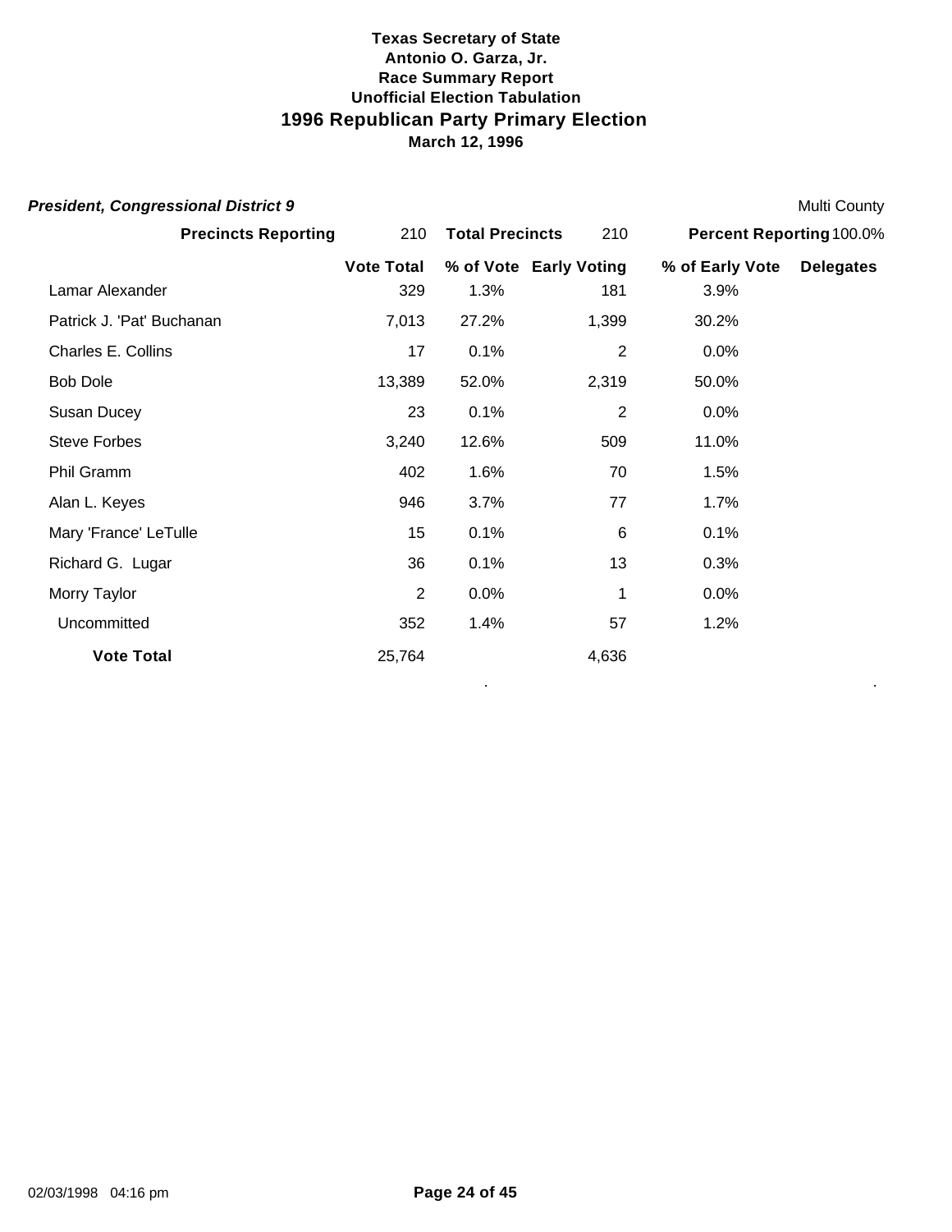**Texas Secretary of State**
**Antonio O. Garza, Jr.**
**Race Summary Report**
**Unofficial Election Tabulation**

# 1996 Republican Party Primary Election

**March 12, 1996**

***President, Congressional District 9*** — Multi County

**Precincts Reporting** 210 **Total Precincts** 210 **Percent Reporting** 100.0%

| | Vote Total | % of Vote | Early Voting | % of Early Vote | Delegates |
|---|---|---|---|---|---|
| Lamar Alexander | 329 | 1.3% | 181 | 3.9% | |
| Patrick J. 'Pat' Buchanan | 7,013 | 27.2% | 1,399 | 30.2% | |
| Charles E. Collins | 17 | 0.1% | 2 | 0.0% | |
| Bob Dole | 13,389 | 52.0% | 2,319 | 50.0% | |
| Susan Ducey | 23 | 0.1% | 2 | 0.0% | |
| Steve Forbes | 3,240 | 12.6% | 509 | 11.0% | |
| Phil Gramm | 402 | 1.6% | 70 | 1.5% | |
| Alan L. Keyes | 946 | 3.7% | 77 | 1.7% | |
| Mary 'France' LeTulle | 15 | 0.1% | 6 | 0.1% | |
| Richard G. Lugar | 36 | 0.1% | 13 | 0.3% | |
| Morry Taylor | 2 | 0.0% | 1 | 0.0% | |
| Uncommitted | 352 | 1.4% | 57 | 1.2% | |
| **Vote Total** | 25,764 | | 4,636 | | |

02/03/1998 04:16 pm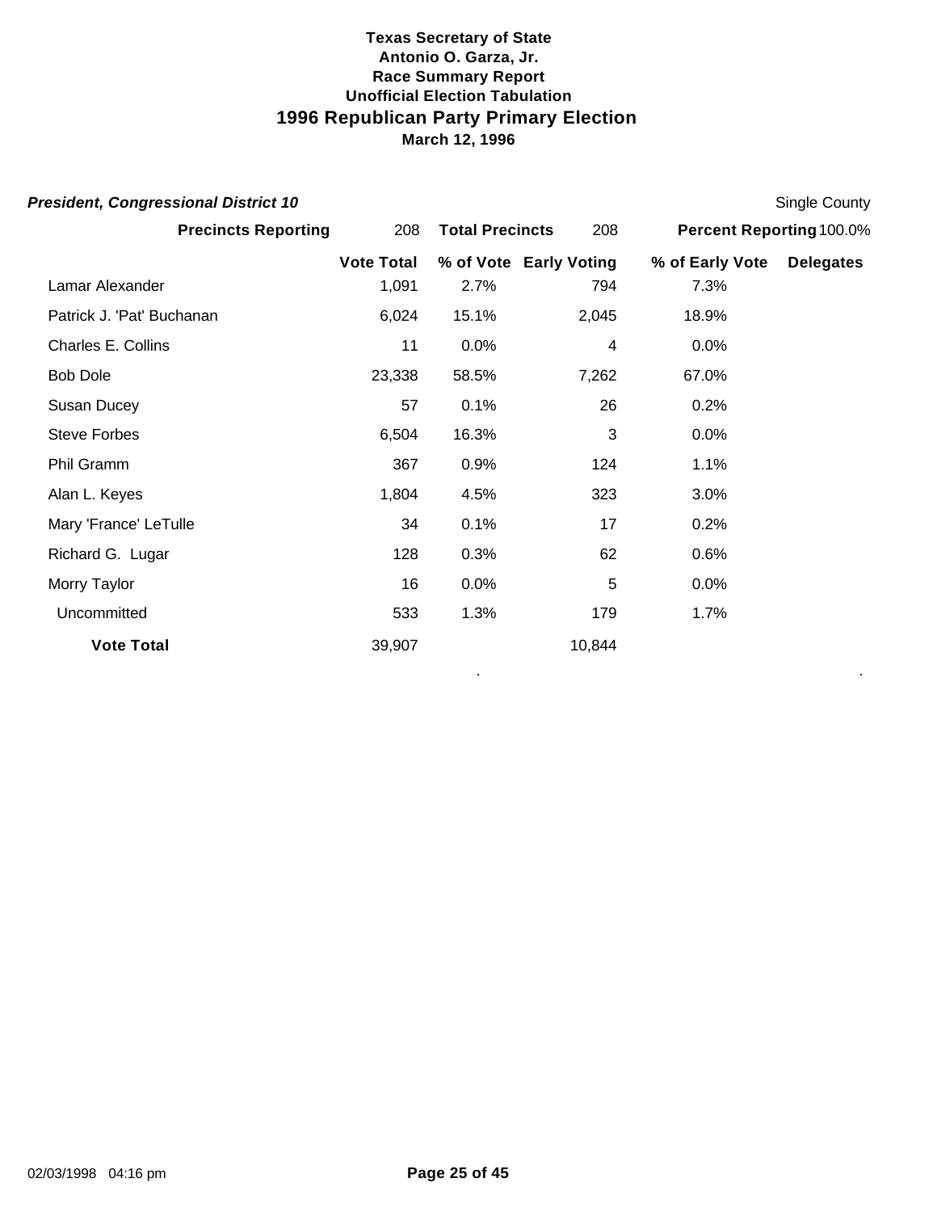**Texas Secretary of State**
**Antonio O. Garza, Jr.**
**Race Summary Report**
**Unofficial Election Tabulation**

# 1996 Republican Party Primary Election

**March 12, 1996**

***President, Congressional District 10*** Single County

**Precincts Reporting** 208 **Total Precincts** 208 **Percent Reporting** 100.0%

| | Vote Total | % of Vote | Early Voting | % of Early Vote | Delegates |
|---|---|---|---|---|---|
| Lamar Alexander | 1,091 | 2.7% | 794 | 7.3% | |
| Patrick J. 'Pat' Buchanan | 6,024 | 15.1% | 2,045 | 18.9% | |
| Charles E. Collins | 11 | 0.0% | 4 | 0.0% | |
| Bob Dole | 23,338 | 58.5% | 7,262 | 67.0% | |
| Susan Ducey | 57 | 0.1% | 26 | 0.2% | |
| Steve Forbes | 6,504 | 16.3% | 3 | 0.0% | |
| Phil Gramm | 367 | 0.9% | 124 | 1.1% | |
| Alan L. Keyes | 1,804 | 4.5% | 323 | 3.0% | |
| Mary 'France' LeTulle | 34 | 0.1% | 17 | 0.2% | |
| Richard G. Lugar | 128 | 0.3% | 62 | 0.6% | |
| Morry Taylor | 16 | 0.0% | 5 | 0.0% | |
| Uncommitted | 533 | 1.3% | 179 | 1.7% | |
| **Vote Total** | 39,907 | | 10,844 | | |

02/03/1998 04:16 pm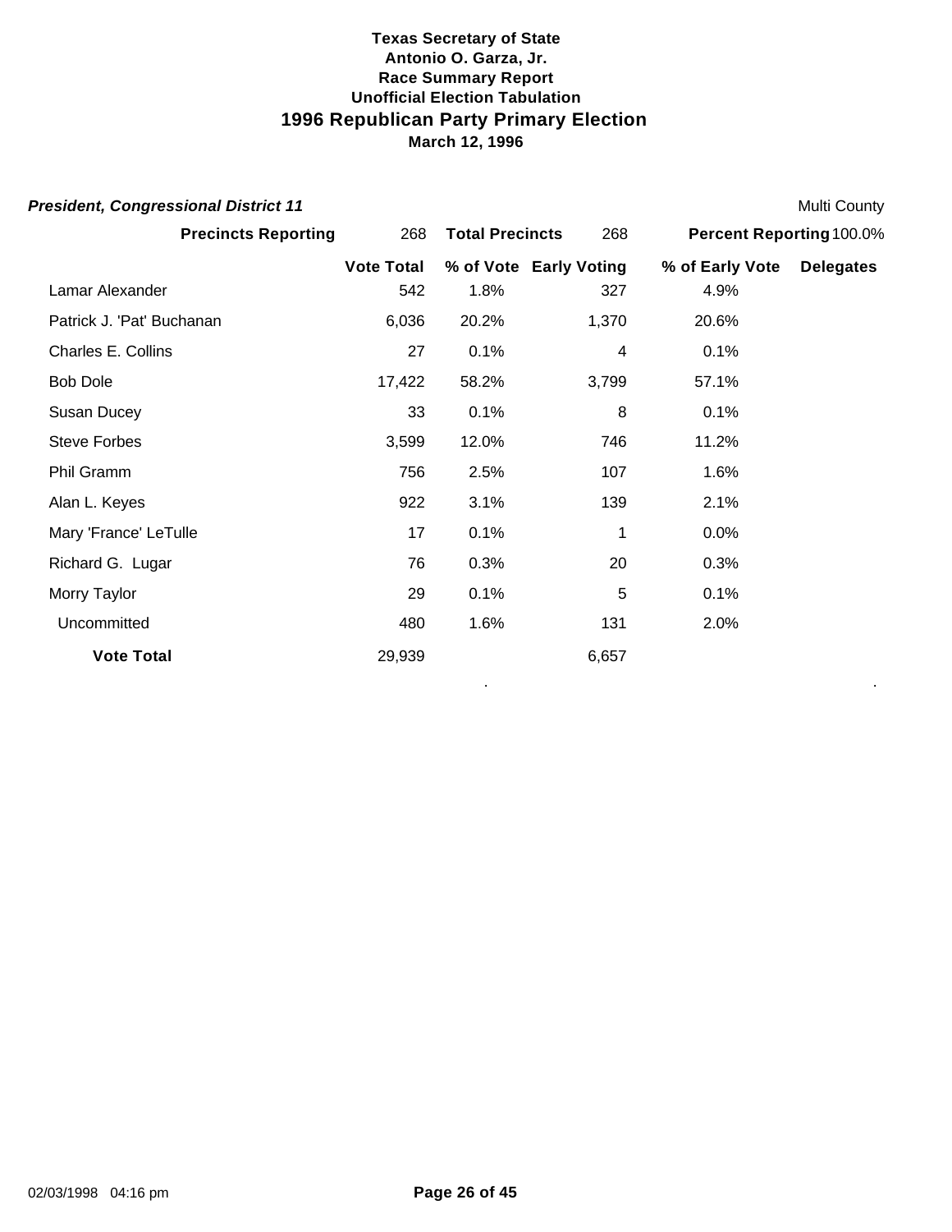**Texas Secretary of State**
**Antonio O. Garza, Jr.**
**Race Summary Report**
**Unofficial Election Tabulation**

# 1996 Republican Party Primary Election

**March 12, 1996**

***President, Congressional District 11*** — Multi County

| **Precincts Reporting** | 268 | **Total Precincts** | 268 | **Percent Reporting** | 100.0% |
|---|---|---|---|---|---|

| | **Vote Total** | **% of Vote** | **Early Voting** | **% of Early Vote** | **Delegates** |
|---|---|---|---|---|---|
| Lamar Alexander | 542 | 1.8% | 327 | 4.9% | |
| Patrick J. 'Pat' Buchanan | 6,036 | 20.2% | 1,370 | 20.6% | |
| Charles E. Collins | 27 | 0.1% | 4 | 0.1% | |
| Bob Dole | 17,422 | 58.2% | 3,799 | 57.1% | |
| Susan Ducey | 33 | 0.1% | 8 | 0.1% | |
| Steve Forbes | 3,599 | 12.0% | 746 | 11.2% | |
| Phil Gramm | 756 | 2.5% | 107 | 1.6% | |
| Alan L. Keyes | 922 | 3.1% | 139 | 2.1% | |
| Mary 'France' LeTulle | 17 | 0.1% | 1 | 0.0% | |
| Richard G. Lugar | 76 | 0.3% | 20 | 0.3% | |
| Morry Taylor | 29 | 0.1% | 5 | 0.1% | |
| Uncommitted | 480 | 1.6% | 131 | 2.0% | |
| **Vote Total** | 29,939 | | 6,657 | | |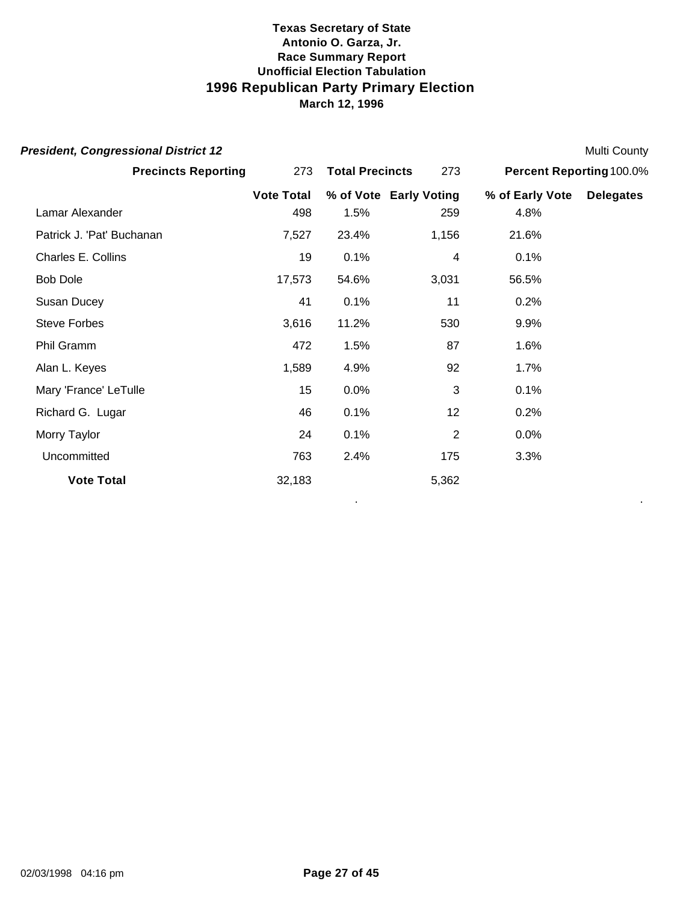**Texas Secretary of State**
**Antonio O. Garza, Jr.**
**Race Summary Report**
**Unofficial Election Tabulation**

# 1996 Republican Party Primary Election

**March 12, 1996**

***President, Congressional District 12*** — Multi County

| **Precincts Reporting** | 273 | **Total Precincts** | 273 | **Percent Reporting** | 100.0% |
|---|---|---|---|---|---|

| | Vote Total | % of Vote | Early Voting | % of Early Vote | Delegates |
|---|---|---|---|---|---|
| Lamar Alexander | 498 | 1.5% | 259 | 4.8% | |
| Patrick J. 'Pat' Buchanan | 7,527 | 23.4% | 1,156 | 21.6% | |
| Charles E. Collins | 19 | 0.1% | 4 | 0.1% | |
| Bob Dole | 17,573 | 54.6% | 3,031 | 56.5% | |
| Susan Ducey | 41 | 0.1% | 11 | 0.2% | |
| Steve Forbes | 3,616 | 11.2% | 530 | 9.9% | |
| Phil Gramm | 472 | 1.5% | 87 | 1.6% | |
| Alan L. Keyes | 1,589 | 4.9% | 92 | 1.7% | |
| Mary 'France' LeTulle | 15 | 0.0% | 3 | 0.1% | |
| Richard G. Lugar | 46 | 0.1% | 12 | 0.2% | |
| Morry Taylor | 24 | 0.1% | 2 | 0.0% | |
| Uncommitted | 763 | 2.4% | 175 | 3.3% | |
| **Vote Total** | 32,183 | | 5,362 | | |

02/03/1998 04:16 pm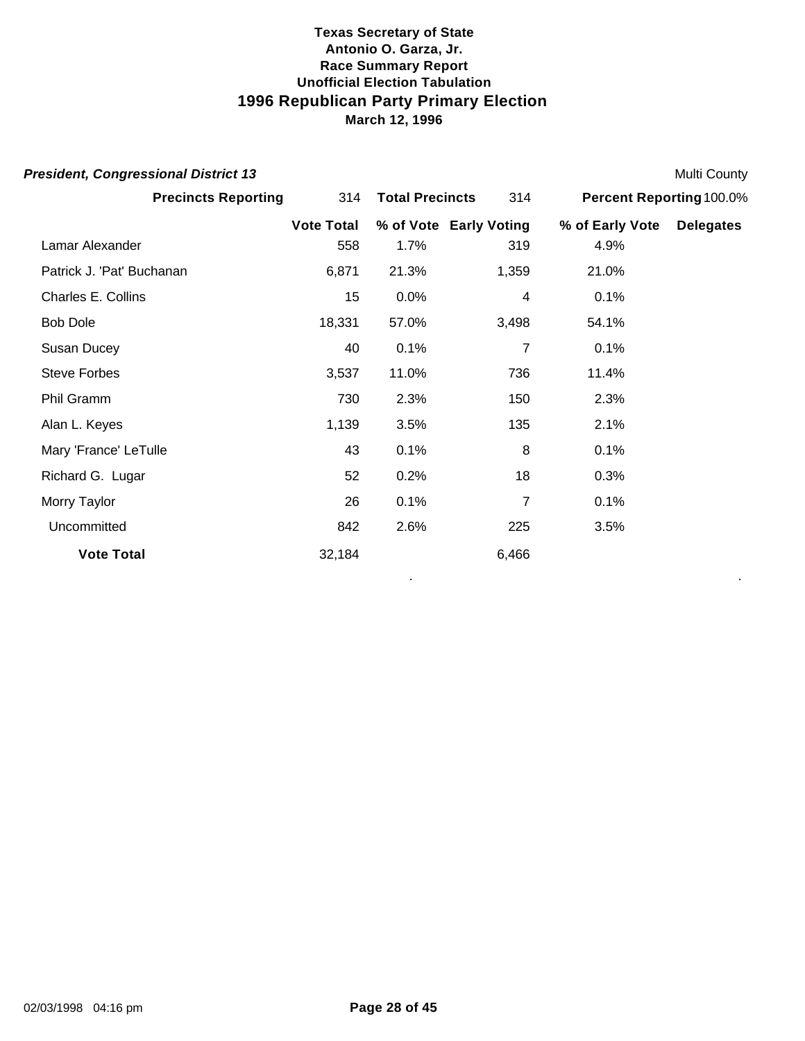**Texas Secretary of State**
**Antonio O. Garza, Jr.**
**Race Summary Report**
**Unofficial Election Tabulation**

# 1996 Republican Party Primary Election

**March 12, 1996**

***President, Congressional District 13*** — Multi County

| **Precincts Reporting** | 314 | **Total Precincts** | 314 | **Percent Reporting** 100.0% | |
|---|---|---|---|---|---|
| | **Vote Total** | **% of Vote** | **Early Voting** | **% of Early Vote** | **Delegates** |
| Lamar Alexander | 558 | 1.7% | 319 | 4.9% | |
| Patrick J. 'Pat' Buchanan | 6,871 | 21.3% | 1,359 | 21.0% | |
| Charles E. Collins | 15 | 0.0% | 4 | 0.1% | |
| Bob Dole | 18,331 | 57.0% | 3,498 | 54.1% | |
| Susan Ducey | 40 | 0.1% | 7 | 0.1% | |
| Steve Forbes | 3,537 | 11.0% | 736 | 11.4% | |
| Phil Gramm | 730 | 2.3% | 150 | 2.3% | |
| Alan L. Keyes | 1,139 | 3.5% | 135 | 2.1% | |
| Mary 'France' LeTulle | 43 | 0.1% | 8 | 0.1% | |
| Richard G. Lugar | 52 | 0.2% | 18 | 0.3% | |
| Morry Taylor | 26 | 0.1% | 7 | 0.1% | |
| Uncommitted | 842 | 2.6% | 225 | 3.5% | |
| **Vote Total** | 32,184 | | 6,466 | | |

02/03/1998 04:16 pm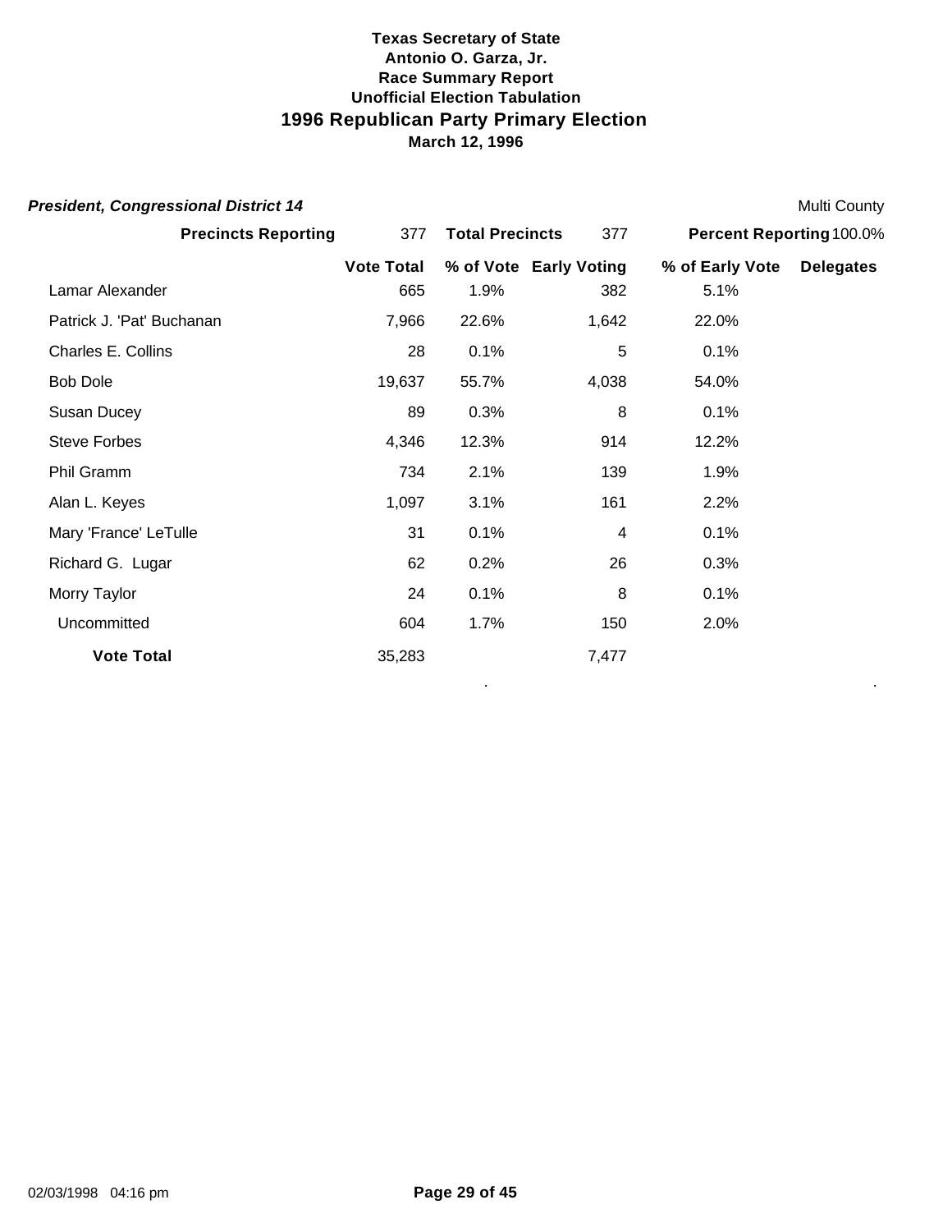**Texas Secretary of State**
**Antonio O. Garza, Jr.**
**Race Summary Report**
**Unofficial Election Tabulation**

# 1996 Republican Party Primary Election

**March 12, 1996**

***President, Congressional District 14*** — Multi County

**Precincts Reporting** 377 **Total Precincts** 377 **Percent Reporting** 100.0%

| | Vote Total | % of Vote | Early Voting | % of Early Vote | Delegates |
|---|---|---|---|---|---|
| Lamar Alexander | 665 | 1.9% | 382 | 5.1% | |
| Patrick J. 'Pat' Buchanan | 7,966 | 22.6% | 1,642 | 22.0% | |
| Charles E. Collins | 28 | 0.1% | 5 | 0.1% | |
| Bob Dole | 19,637 | 55.7% | 4,038 | 54.0% | |
| Susan Ducey | 89 | 0.3% | 8 | 0.1% | |
| Steve Forbes | 4,346 | 12.3% | 914 | 12.2% | |
| Phil Gramm | 734 | 2.1% | 139 | 1.9% | |
| Alan L. Keyes | 1,097 | 3.1% | 161 | 2.2% | |
| Mary 'France' LeTulle | 31 | 0.1% | 4 | 0.1% | |
| Richard G. Lugar | 62 | 0.2% | 26 | 0.3% | |
| Morry Taylor | 24 | 0.1% | 8 | 0.1% | |
| Uncommitted | 604 | 1.7% | 150 | 2.0% | |
| **Vote Total** | 35,283 | | 7,477 | | |

02/03/1998 04:16 pm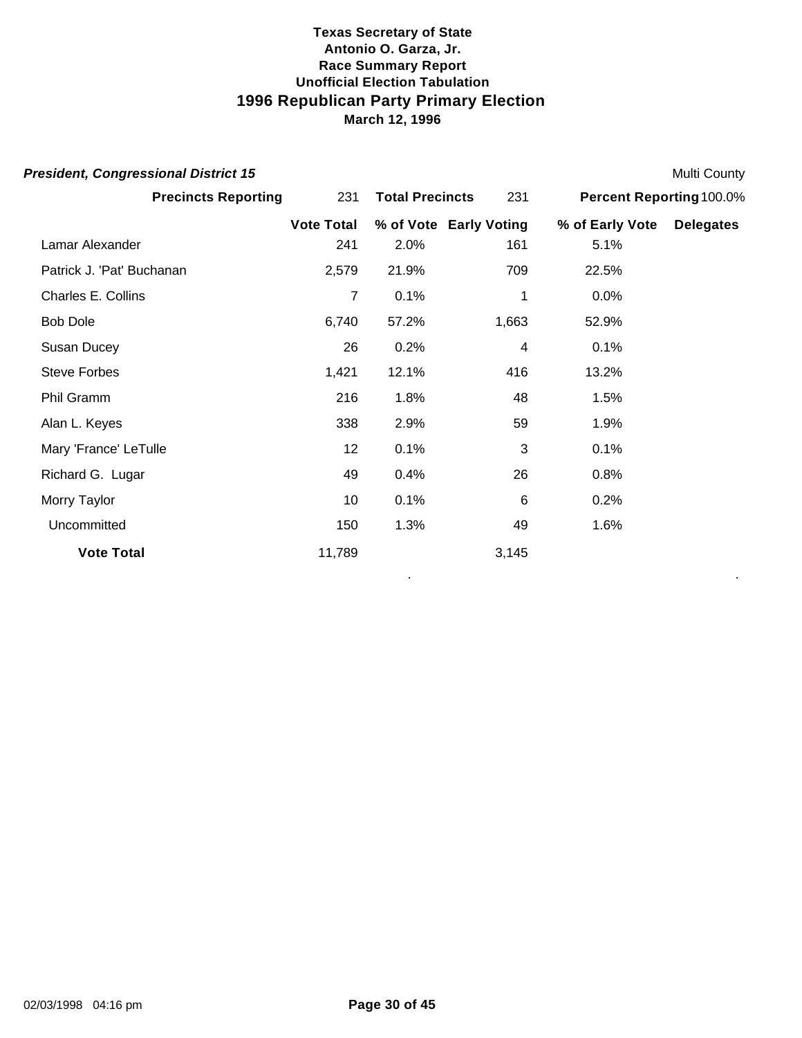**Texas Secretary of State**
**Antonio O. Garza, Jr.**
**Race Summary Report**
**Unofficial Election Tabulation**

# 1996 Republican Party Primary Election

**March 12, 1996**

***President, Congressional District 15*** — Multi County

| Precincts Reporting | 231 | Total Precincts | 231 | Percent Reporting | 100.0% |
|---|---|---|---|---|---|

| | Vote Total | % of Vote | Early Voting | % of Early Vote | Delegates |
|---|---|---|---|---|---|
| Lamar Alexander | 241 | 2.0% | 161 | 5.1% | |
| Patrick J. 'Pat' Buchanan | 2,579 | 21.9% | 709 | 22.5% | |
| Charles E. Collins | 7 | 0.1% | 1 | 0.0% | |
| Bob Dole | 6,740 | 57.2% | 1,663 | 52.9% | |
| Susan Ducey | 26 | 0.2% | 4 | 0.1% | |
| Steve Forbes | 1,421 | 12.1% | 416 | 13.2% | |
| Phil Gramm | 216 | 1.8% | 48 | 1.5% | |
| Alan L. Keyes | 338 | 2.9% | 59 | 1.9% | |
| Mary 'France' LeTulle | 12 | 0.1% | 3 | 0.1% | |
| Richard G. Lugar | 49 | 0.4% | 26 | 0.8% | |
| Morry Taylor | 10 | 0.1% | 6 | 0.2% | |
| Uncommitted | 150 | 1.3% | 49 | 1.6% | |
| **Vote Total** | 11,789 | | 3,145 | | |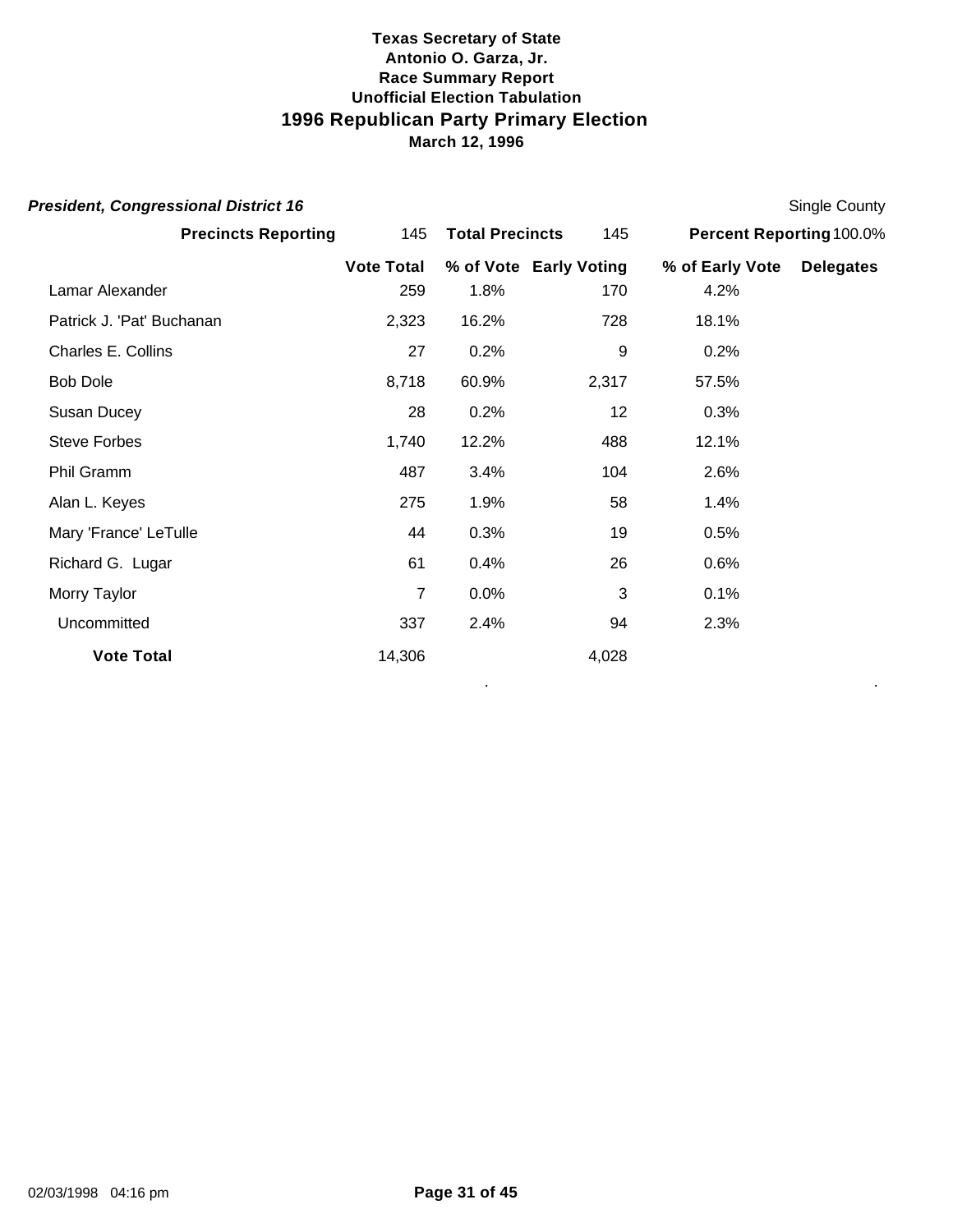**Texas Secretary of State**
**Antonio O. Garza, Jr.**
**Race Summary Report**
**Unofficial Election Tabulation**

# 1996 Republican Party Primary Election

**March 12, 1996**

***President, Congressional District 16*** — Single County

**Precincts Reporting** 145 **Total Precincts** 145 **Percent Reporting** 100.0%

| | Vote Total | % of Vote | Early Voting | % of Early Vote | Delegates |
|---|---|---|---|---|---|
| Lamar Alexander | 259 | 1.8% | 170 | 4.2% | |
| Patrick J. 'Pat' Buchanan | 2,323 | 16.2% | 728 | 18.1% | |
| Charles E. Collins | 27 | 0.2% | 9 | 0.2% | |
| Bob Dole | 8,718 | 60.9% | 2,317 | 57.5% | |
| Susan Ducey | 28 | 0.2% | 12 | 0.3% | |
| Steve Forbes | 1,740 | 12.2% | 488 | 12.1% | |
| Phil Gramm | 487 | 3.4% | 104 | 2.6% | |
| Alan L. Keyes | 275 | 1.9% | 58 | 1.4% | |
| Mary 'France' LeTulle | 44 | 0.3% | 19 | 0.5% | |
| Richard G. Lugar | 61 | 0.4% | 26 | 0.6% | |
| Morry Taylor | 7 | 0.0% | 3 | 0.1% | |
| Uncommitted | 337 | 2.4% | 94 | 2.3% | |
| **Vote Total** | 14,306 | | 4,028 | | |

02/03/1998 04:16 pm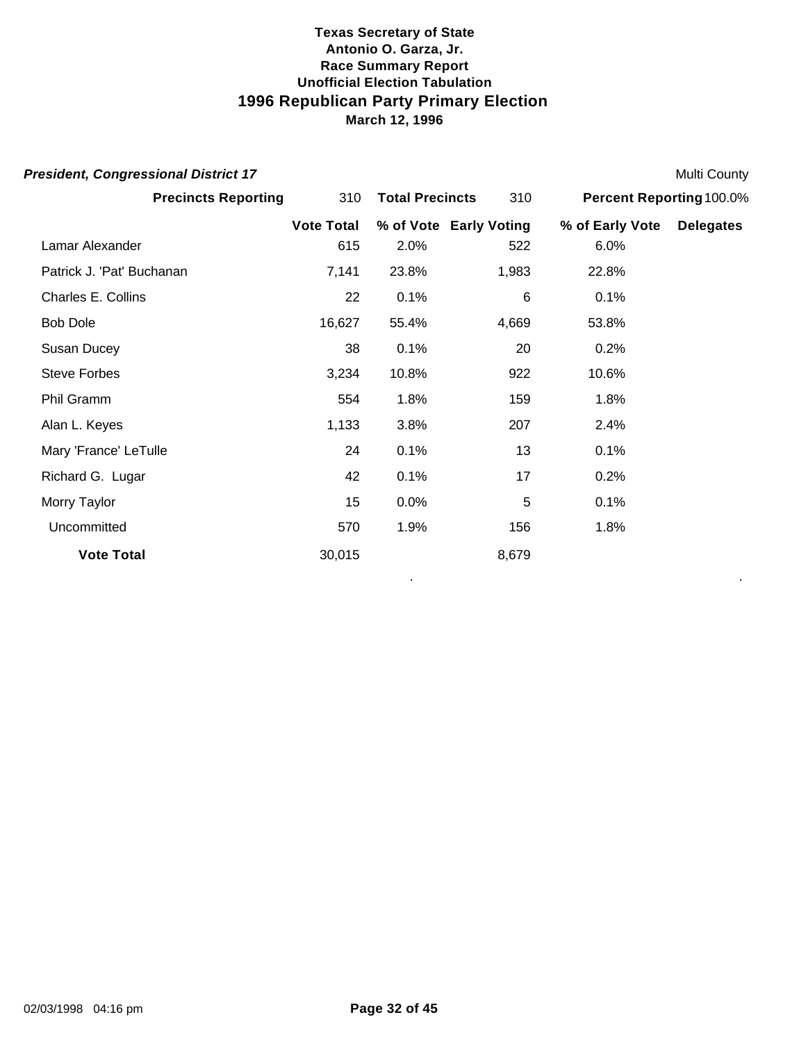**Texas Secretary of State**
**Antonio O. Garza, Jr.**
**Race Summary Report**
**Unofficial Election Tabulation**

# 1996 Republican Party Primary Election

**March 12, 1996**

***President, Congressional District 17*** Multi County

| **Precincts Reporting** | 310 | **Total Precincts** | 310 | **Percent Reporting** 100.0% | |
|---|---|---|---|---|---|
| | **Vote Total** | **% of Vote** | **Early Voting** | **% of Early Vote** | **Delegates** |
| Lamar Alexander | 615 | 2.0% | 522 | 6.0% | |
| Patrick J. 'Pat' Buchanan | 7,141 | 23.8% | 1,983 | 22.8% | |
| Charles E. Collins | 22 | 0.1% | 6 | 0.1% | |
| Bob Dole | 16,627 | 55.4% | 4,669 | 53.8% | |
| Susan Ducey | 38 | 0.1% | 20 | 0.2% | |
| Steve Forbes | 3,234 | 10.8% | 922 | 10.6% | |
| Phil Gramm | 554 | 1.8% | 159 | 1.8% | |
| Alan L. Keyes | 1,133 | 3.8% | 207 | 2.4% | |
| Mary 'France' LeTulle | 24 | 0.1% | 13 | 0.1% | |
| Richard G. Lugar | 42 | 0.1% | 17 | 0.2% | |
| Morry Taylor | 15 | 0.0% | 5 | 0.1% | |
| Uncommitted | 570 | 1.9% | 156 | 1.8% | |
| **Vote Total** | 30,015 | | 8,679 | | |

02/03/1998 04:16 pm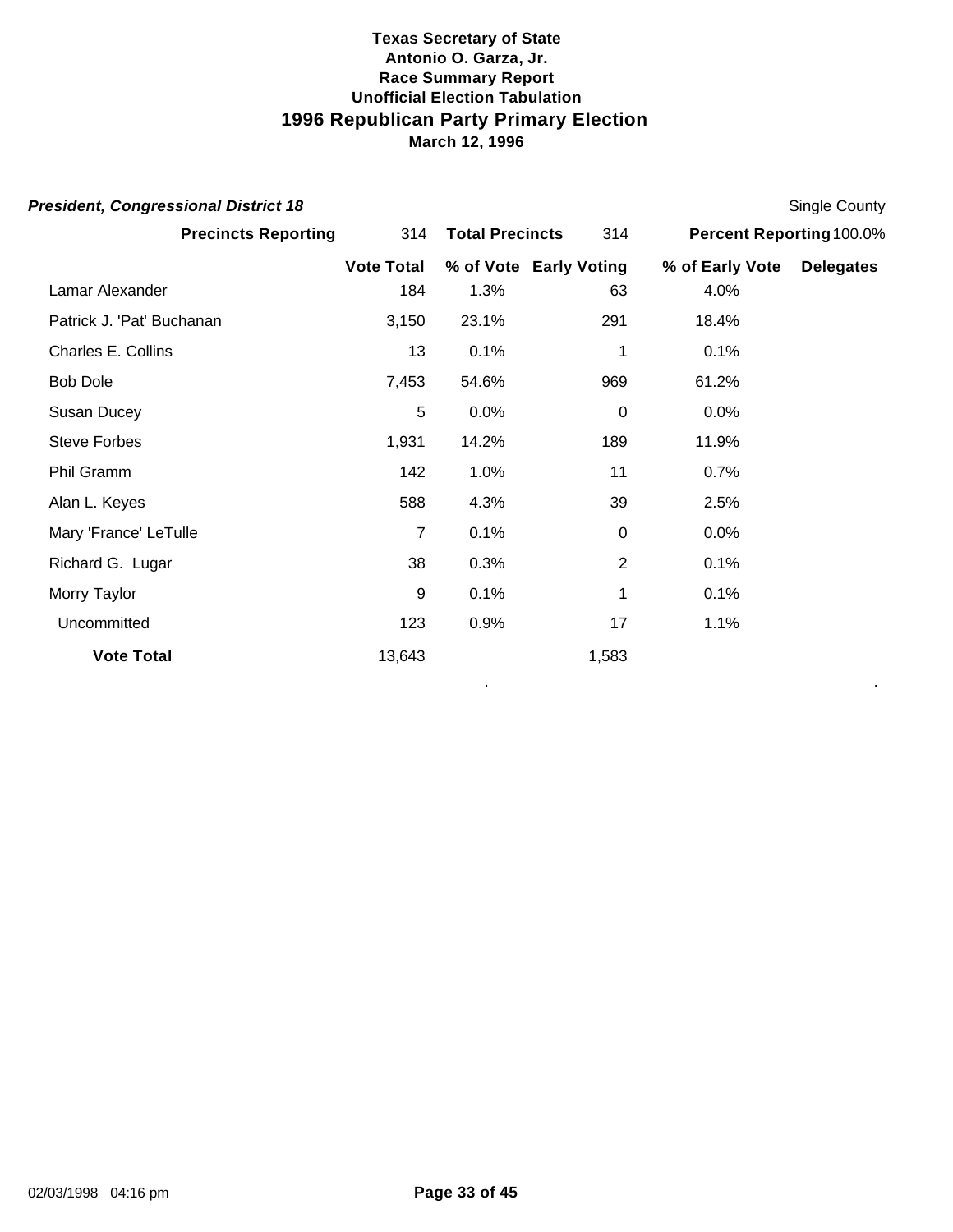**Texas Secretary of State**
**Antonio O. Garza, Jr.**
**Race Summary Report**
**Unofficial Election Tabulation**

# 1996 Republican Party Primary Election

**March 12, 1996**

***President, Congressional District 18*** Single County

| **Precincts Reporting** | 314 | **Total Precincts** | 314 | **Percent Reporting** | 100.0% |
|---|---|---|---|---|---|

| | **Vote Total** | **% of Vote** | **Early Voting** | **% of Early Vote** | **Delegates** |
|---|---|---|---|---|---|
| Lamar Alexander | 184 | 1.3% | 63 | 4.0% | |
| Patrick J. 'Pat' Buchanan | 3,150 | 23.1% | 291 | 18.4% | |
| Charles E. Collins | 13 | 0.1% | 1 | 0.1% | |
| Bob Dole | 7,453 | 54.6% | 969 | 61.2% | |
| Susan Ducey | 5 | 0.0% | 0 | 0.0% | |
| Steve Forbes | 1,931 | 14.2% | 189 | 11.9% | |
| Phil Gramm | 142 | 1.0% | 11 | 0.7% | |
| Alan L. Keyes | 588 | 4.3% | 39 | 2.5% | |
| Mary 'France' LeTulle | 7 | 0.1% | 0 | 0.0% | |
| Richard G. Lugar | 38 | 0.3% | 2 | 0.1% | |
| Morry Taylor | 9 | 0.1% | 1 | 0.1% | |
| Uncommitted | 123 | 0.9% | 17 | 1.1% | |
| **Vote Total** | 13,643 | | 1,583 | | |

02/03/1998 04:16 pm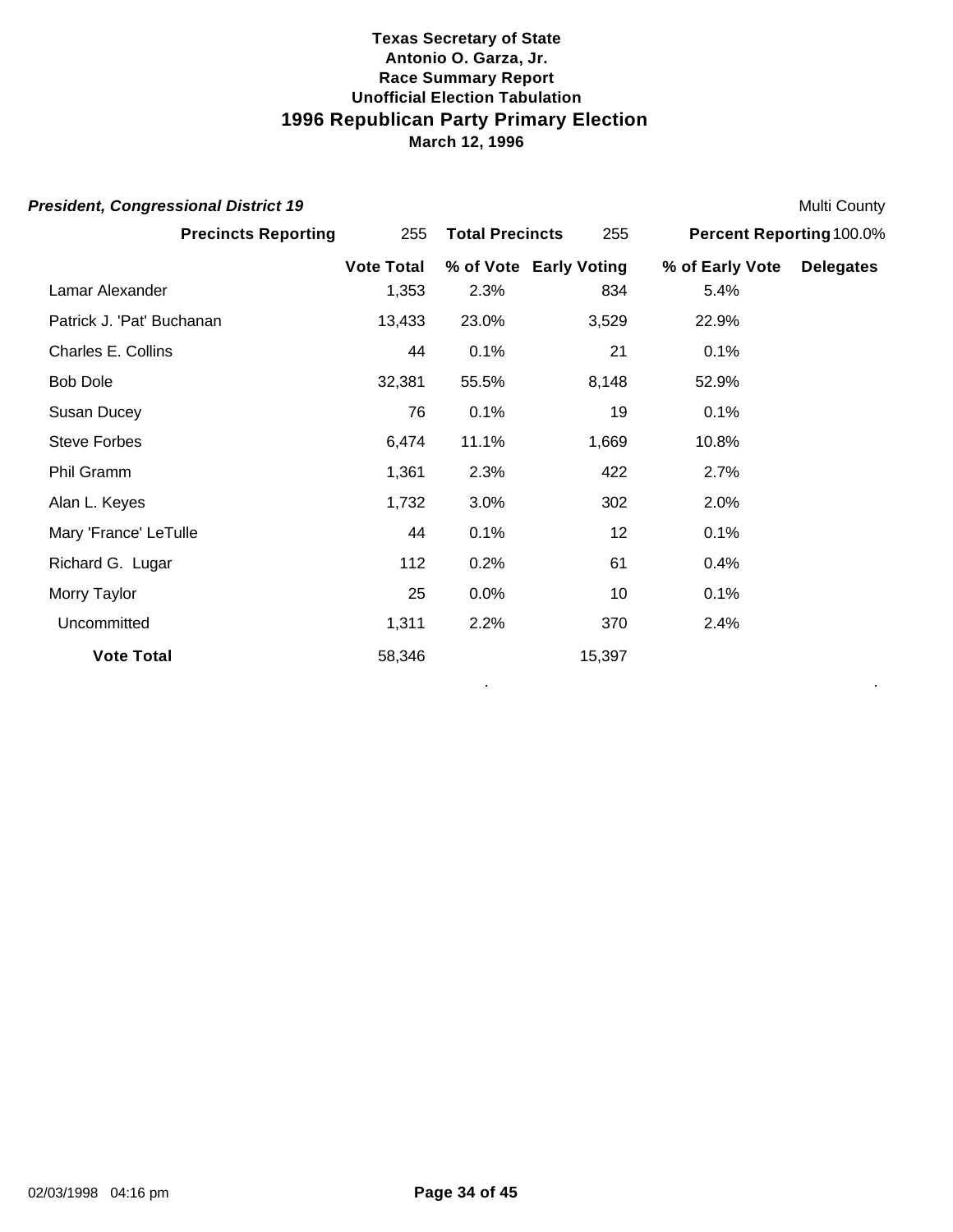**Texas Secretary of State**
**Antonio O. Garza, Jr.**
**Race Summary Report**
**Unofficial Election Tabulation**

# 1996 Republican Party Primary Election

**March 12, 1996**

***President, Congressional District 19*** — Multi County

**Precincts Reporting** 255 **Total Precincts** 255 **Percent Reporting** 100.0%

| | Vote Total | % of Vote | Early Voting | % of Early Vote | Delegates |
|---|---|---|---|---|---|
| Lamar Alexander | 1,353 | 2.3% | 834 | 5.4% | |
| Patrick J. 'Pat' Buchanan | 13,433 | 23.0% | 3,529 | 22.9% | |
| Charles E. Collins | 44 | 0.1% | 21 | 0.1% | |
| Bob Dole | 32,381 | 55.5% | 8,148 | 52.9% | |
| Susan Ducey | 76 | 0.1% | 19 | 0.1% | |
| Steve Forbes | 6,474 | 11.1% | 1,669 | 10.8% | |
| Phil Gramm | 1,361 | 2.3% | 422 | 2.7% | |
| Alan L. Keyes | 1,732 | 3.0% | 302 | 2.0% | |
| Mary 'France' LeTulle | 44 | 0.1% | 12 | 0.1% | |
| Richard G. Lugar | 112 | 0.2% | 61 | 0.4% | |
| Morry Taylor | 25 | 0.0% | 10 | 0.1% | |
| Uncommitted | 1,311 | 2.2% | 370 | 2.4% | |
| **Vote Total** | 58,346 | | 15,397 | | |

02/03/1998 04:16 pm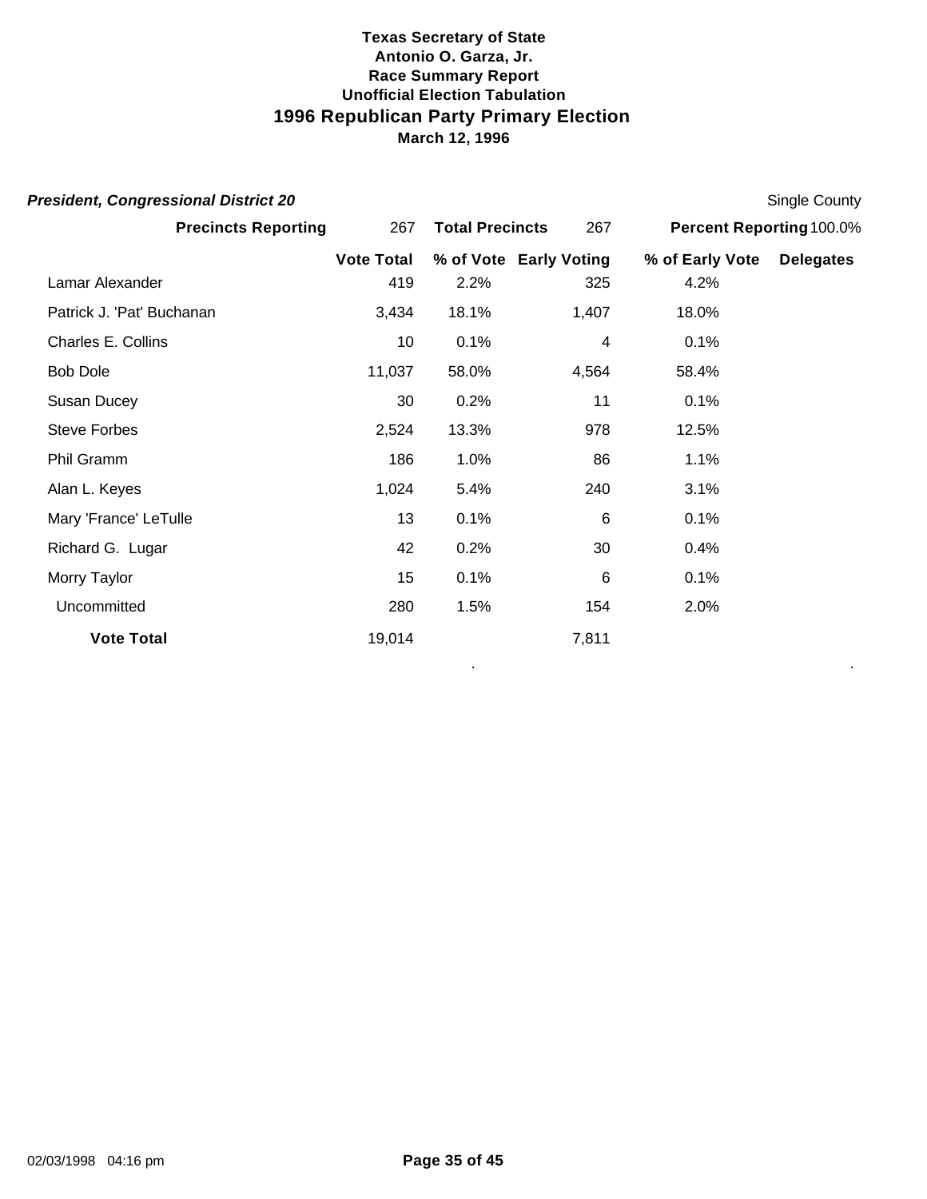**Texas Secretary of State**
**Antonio O. Garza, Jr.**
**Race Summary Report**
**Unofficial Election Tabulation**

# 1996 Republican Party Primary Election

**March 12, 1996**

***President, Congressional District 20*** Single County

**Precincts Reporting** 267 **Total Precincts** 267 **Percent Reporting** 100.0%

| | Vote Total | % of Vote | Early Voting | % of Early Vote | Delegates |
|---|---|---|---|---|---|
| Lamar Alexander | 419 | 2.2% | 325 | 4.2% | |
| Patrick J. 'Pat' Buchanan | 3,434 | 18.1% | 1,407 | 18.0% | |
| Charles E. Collins | 10 | 0.1% | 4 | 0.1% | |
| Bob Dole | 11,037 | 58.0% | 4,564 | 58.4% | |
| Susan Ducey | 30 | 0.2% | 11 | 0.1% | |
| Steve Forbes | 2,524 | 13.3% | 978 | 12.5% | |
| Phil Gramm | 186 | 1.0% | 86 | 1.1% | |
| Alan L. Keyes | 1,024 | 5.4% | 240 | 3.1% | |
| Mary 'France' LeTulle | 13 | 0.1% | 6 | 0.1% | |
| Richard G. Lugar | 42 | 0.2% | 30 | 0.4% | |
| Morry Taylor | 15 | 0.1% | 6 | 0.1% | |
| Uncommitted | 280 | 1.5% | 154 | 2.0% | |
| **Vote Total** | 19,014 | | 7,811 | | |

02/03/1998 04:16 pm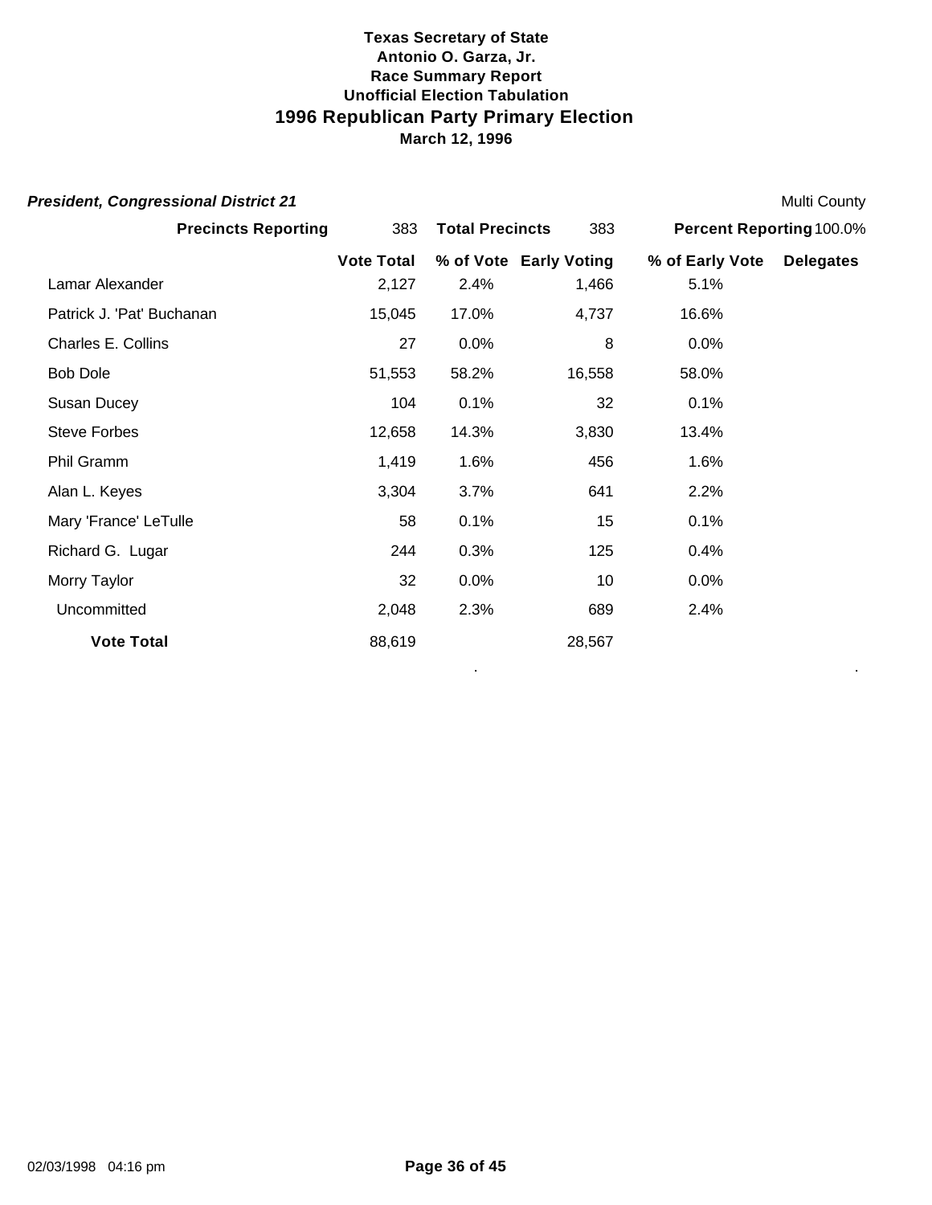**Texas Secretary of State**
**Antonio O. Garza, Jr.**
**Race Summary Report**
**Unofficial Election Tabulation**

# 1996 Republican Party Primary Election

**March 12, 1996**

***President, Congressional District 21*** — Multi County

**Precincts Reporting** 383 **Total Precincts** 383 **Percent Reporting** 100.0%

| | Vote Total | % of Vote | Early Voting | % of Early Vote | Delegates |
|---|---|---|---|---|---|
| Lamar Alexander | 2,127 | 2.4% | 1,466 | 5.1% | |
| Patrick J. 'Pat' Buchanan | 15,045 | 17.0% | 4,737 | 16.6% | |
| Charles E. Collins | 27 | 0.0% | 8 | 0.0% | |
| Bob Dole | 51,553 | 58.2% | 16,558 | 58.0% | |
| Susan Ducey | 104 | 0.1% | 32 | 0.1% | |
| Steve Forbes | 12,658 | 14.3% | 3,830 | 13.4% | |
| Phil Gramm | 1,419 | 1.6% | 456 | 1.6% | |
| Alan L. Keyes | 3,304 | 3.7% | 641 | 2.2% | |
| Mary 'France' LeTulle | 58 | 0.1% | 15 | 0.1% | |
| Richard G. Lugar | 244 | 0.3% | 125 | 0.4% | |
| Morry Taylor | 32 | 0.0% | 10 | 0.0% | |
| Uncommitted | 2,048 | 2.3% | 689 | 2.4% | |
| **Vote Total** | 88,619 | | 28,567 | | |

02/03/1998 04:16 pm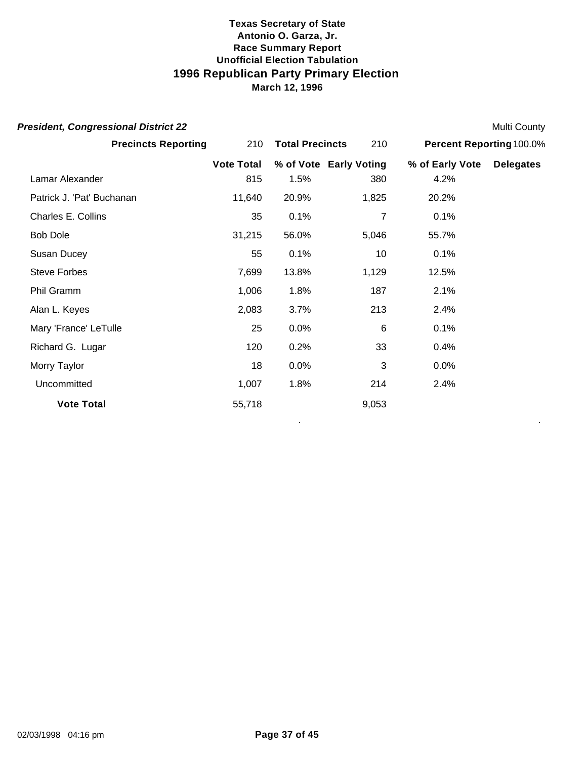**Texas Secretary of State**
**Antonio O. Garza, Jr.**
**Race Summary Report**
**Unofficial Election Tabulation**

# 1996 Republican Party Primary Election

**March 12, 1996**

***President, Congressional District 22*** — Multi County

**Precincts Reporting** 210 — **Total Precincts** 210 — **Percent Reporting** 100.0%

| | Vote Total | % of Vote | Early Voting | % of Early Vote | Delegates |
|---|---|---|---|---|---|
| Lamar Alexander | 815 | 1.5% | 380 | 4.2% | |
| Patrick J. 'Pat' Buchanan | 11,640 | 20.9% | 1,825 | 20.2% | |
| Charles E. Collins | 35 | 0.1% | 7 | 0.1% | |
| Bob Dole | 31,215 | 56.0% | 5,046 | 55.7% | |
| Susan Ducey | 55 | 0.1% | 10 | 0.1% | |
| Steve Forbes | 7,699 | 13.8% | 1,129 | 12.5% | |
| Phil Gramm | 1,006 | 1.8% | 187 | 2.1% | |
| Alan L. Keyes | 2,083 | 3.7% | 213 | 2.4% | |
| Mary 'France' LeTulle | 25 | 0.0% | 6 | 0.1% | |
| Richard G. Lugar | 120 | 0.2% | 33 | 0.4% | |
| Morry Taylor | 18 | 0.0% | 3 | 0.0% | |
| Uncommitted | 1,007 | 1.8% | 214 | 2.4% | |
| **Vote Total** | 55,718 | | 9,053 | | |

02/03/1998 04:16 pm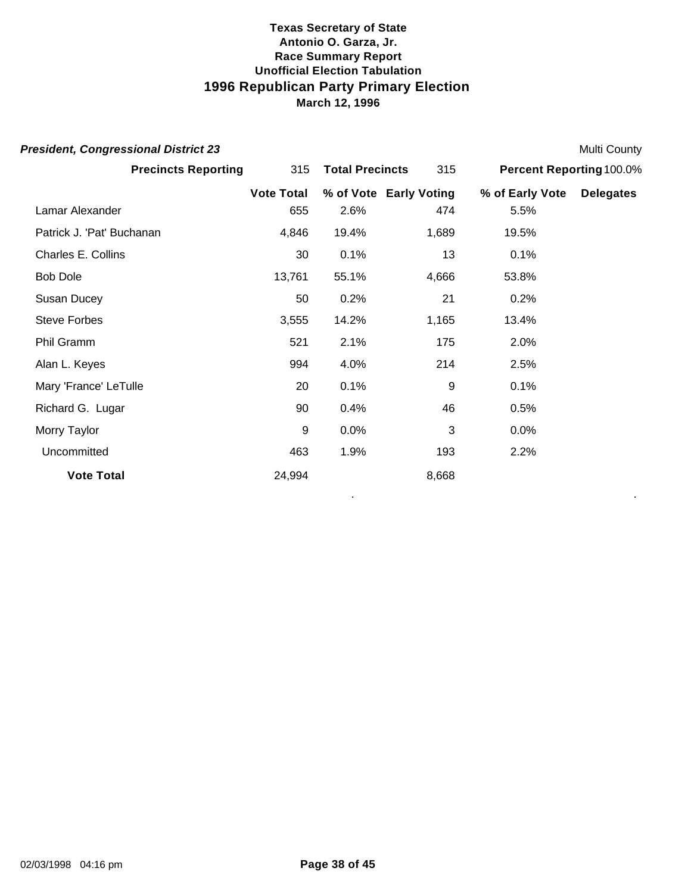**Texas Secretary of State**
**Antonio O. Garza, Jr.**
**Race Summary Report**
**Unofficial Election Tabulation**

# 1996 Republican Party Primary Election

**March 12, 1996**

***President, Congressional District 23*** Multi County

**Precincts Reporting** 315 **Total Precincts** 315 **Percent Reporting** 100.0%

| | Vote Total | % of Vote | Early Voting | % of Early Vote | Delegates |
|---|---|---|---|---|---|
| Lamar Alexander | 655 | 2.6% | 474 | 5.5% | |
| Patrick J. 'Pat' Buchanan | 4,846 | 19.4% | 1,689 | 19.5% | |
| Charles E. Collins | 30 | 0.1% | 13 | 0.1% | |
| Bob Dole | 13,761 | 55.1% | 4,666 | 53.8% | |
| Susan Ducey | 50 | 0.2% | 21 | 0.2% | |
| Steve Forbes | 3,555 | 14.2% | 1,165 | 13.4% | |
| Phil Gramm | 521 | 2.1% | 175 | 2.0% | |
| Alan L. Keyes | 994 | 4.0% | 214 | 2.5% | |
| Mary 'France' LeTulle | 20 | 0.1% | 9 | 0.1% | |
| Richard G. Lugar | 90 | 0.4% | 46 | 0.5% | |
| Morry Taylor | 9 | 0.0% | 3 | 0.0% | |
| Uncommitted | 463 | 1.9% | 193 | 2.2% | |
| **Vote Total** | 24,994 | | 8,668 | | |

02/03/1998 04:16 pm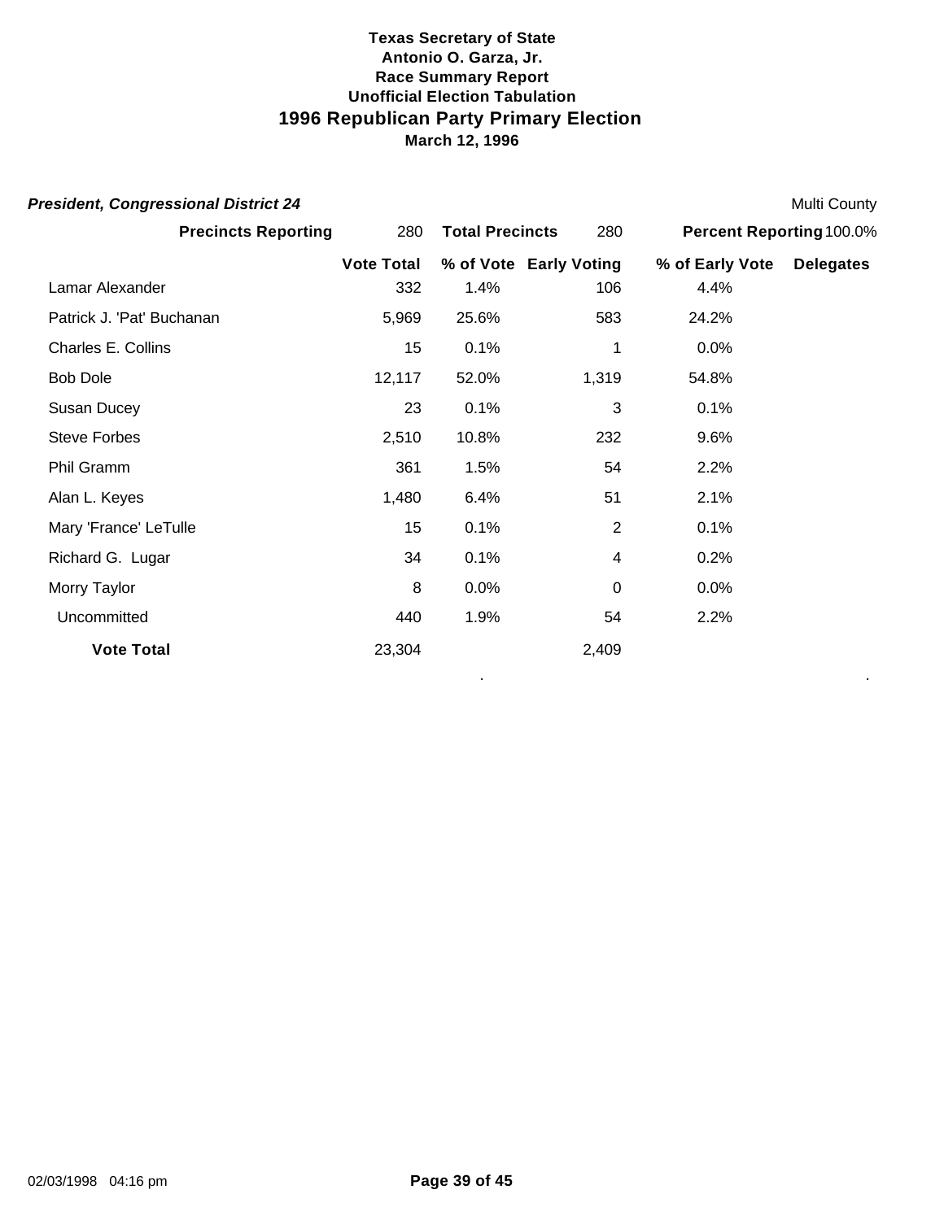**Texas Secretary of State**
**Antonio O. Garza, Jr.**
**Race Summary Report**
**Unofficial Election Tabulation**

# 1996 Republican Party Primary Election

**March 12, 1996**

***President, Congressional District 24*** — Multi County

| **Precincts Reporting** | 280 | **Total Precincts** | 280 | **Percent Reporting** | 100.0% |
|---|---|---|---|---|---|

| | Vote Total | % of Vote | Early Voting | % of Early Vote | Delegates |
|---|---|---|---|---|---|
| Lamar Alexander | 332 | 1.4% | 106 | 4.4% | |
| Patrick J. 'Pat' Buchanan | 5,969 | 25.6% | 583 | 24.2% | |
| Charles E. Collins | 15 | 0.1% | 1 | 0.0% | |
| Bob Dole | 12,117 | 52.0% | 1,319 | 54.8% | |
| Susan Ducey | 23 | 0.1% | 3 | 0.1% | |
| Steve Forbes | 2,510 | 10.8% | 232 | 9.6% | |
| Phil Gramm | 361 | 1.5% | 54 | 2.2% | |
| Alan L. Keyes | 1,480 | 6.4% | 51 | 2.1% | |
| Mary 'France' LeTulle | 15 | 0.1% | 2 | 0.1% | |
| Richard G. Lugar | 34 | 0.1% | 4 | 0.2% | |
| Morry Taylor | 8 | 0.0% | 0 | 0.0% | |
| Uncommitted | 440 | 1.9% | 54 | 2.2% | |
| **Vote Total** | 23,304 | | 2,409 | | |

02/03/1998 04:16 pm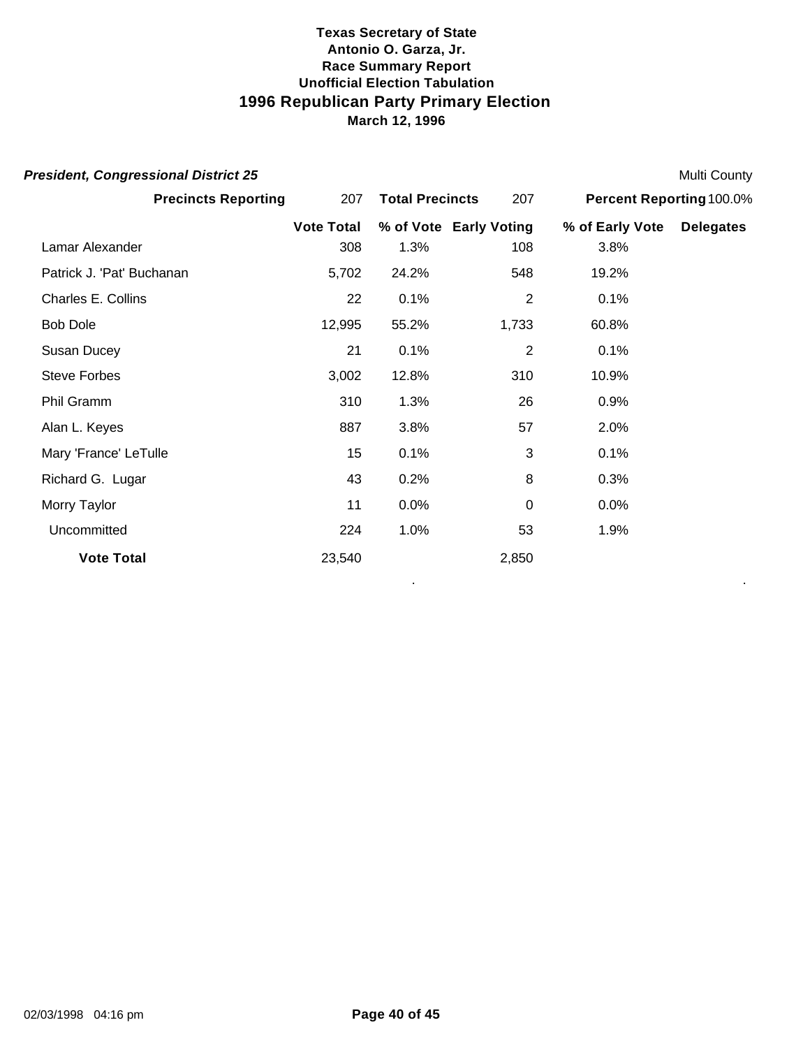**Texas Secretary of State**
**Antonio O. Garza, Jr.**
**Race Summary Report**
**Unofficial Election Tabulation**

# 1996 Republican Party Primary Election

**March 12, 1996**

***President, Congressional District 25*** — Multi County

**Precincts Reporting** 207 **Total Precincts** 207 **Percent Reporting** 100.0%

| | Vote Total | % of Vote | Early Voting | % of Early Vote | Delegates |
|---|---|---|---|---|---|
| Lamar Alexander | 308 | 1.3% | 108 | 3.8% | |
| Patrick J. 'Pat' Buchanan | 5,702 | 24.2% | 548 | 19.2% | |
| Charles E. Collins | 22 | 0.1% | 2 | 0.1% | |
| Bob Dole | 12,995 | 55.2% | 1,733 | 60.8% | |
| Susan Ducey | 21 | 0.1% | 2 | 0.1% | |
| Steve Forbes | 3,002 | 12.8% | 310 | 10.9% | |
| Phil Gramm | 310 | 1.3% | 26 | 0.9% | |
| Alan L. Keyes | 887 | 3.8% | 57 | 2.0% | |
| Mary 'France' LeTulle | 15 | 0.1% | 3 | 0.1% | |
| Richard G. Lugar | 43 | 0.2% | 8 | 0.3% | |
| Morry Taylor | 11 | 0.0% | 0 | 0.0% | |
| Uncommitted | 224 | 1.0% | 53 | 1.9% | |
| **Vote Total** | 23,540 | | 2,850 | | |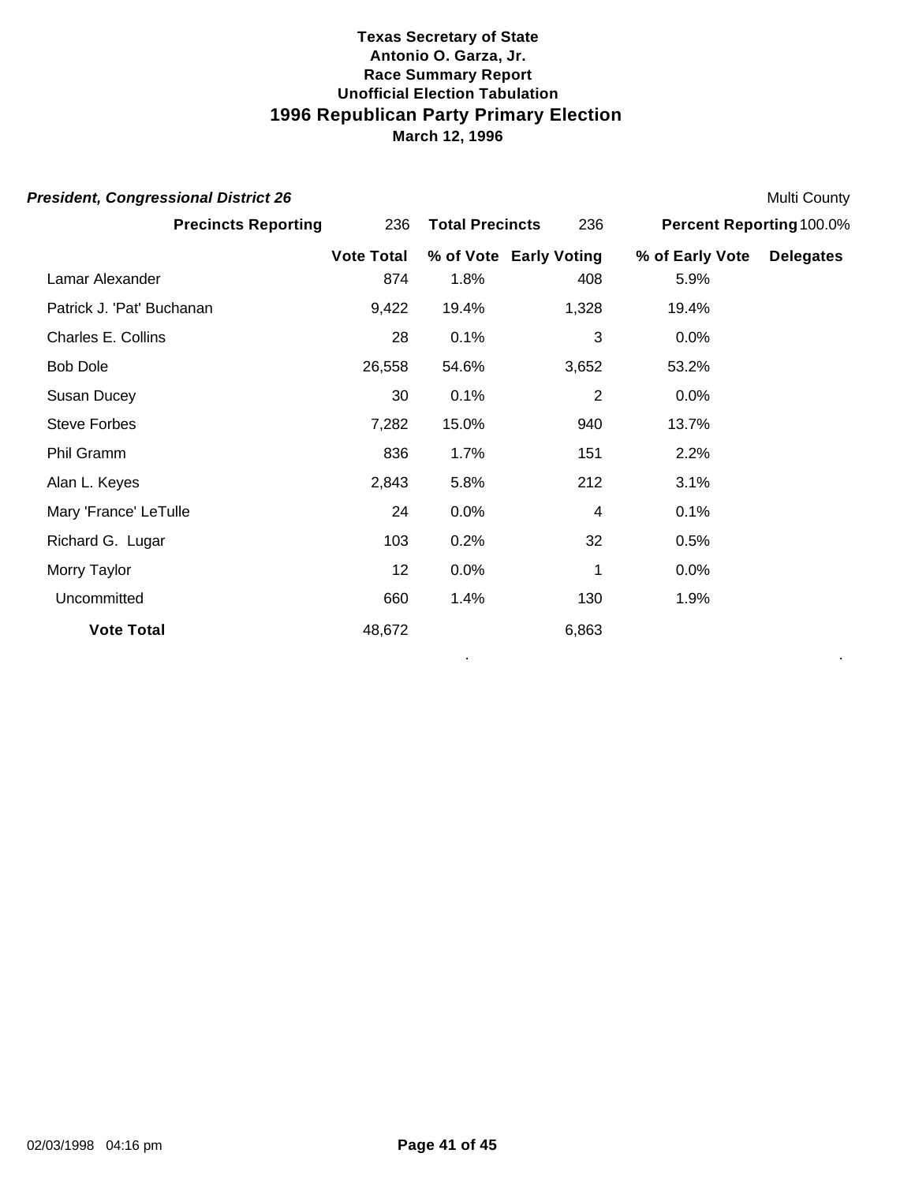**Texas Secretary of State**
**Antonio O. Garza, Jr.**
**Race Summary Report**
**Unofficial Election Tabulation**

# 1996 Republican Party Primary Election

**March 12, 1996**

***President, Congressional District 26*** — Multi County

| **Precincts Reporting** | 236 | **Total Precincts** | 236 | **Percent Reporting** | 100.0% |
|---|---|---|---|---|---|

| | **Vote Total** | **% of Vote** | **Early Voting** | **% of Early Vote** | **Delegates** |
|---|---|---|---|---|---|
| Lamar Alexander | 874 | 1.8% | 408 | 5.9% | |
| Patrick J. 'Pat' Buchanan | 9,422 | 19.4% | 1,328 | 19.4% | |
| Charles E. Collins | 28 | 0.1% | 3 | 0.0% | |
| Bob Dole | 26,558 | 54.6% | 3,652 | 53.2% | |
| Susan Ducey | 30 | 0.1% | 2 | 0.0% | |
| Steve Forbes | 7,282 | 15.0% | 940 | 13.7% | |
| Phil Gramm | 836 | 1.7% | 151 | 2.2% | |
| Alan L. Keyes | 2,843 | 5.8% | 212 | 3.1% | |
| Mary 'France' LeTulle | 24 | 0.0% | 4 | 0.1% | |
| Richard G. Lugar | 103 | 0.2% | 32 | 0.5% | |
| Morry Taylor | 12 | 0.0% | 1 | 0.0% | |
| Uncommitted | 660 | 1.4% | 130 | 1.9% | |
| **Vote Total** | 48,672 | | 6,863 | | |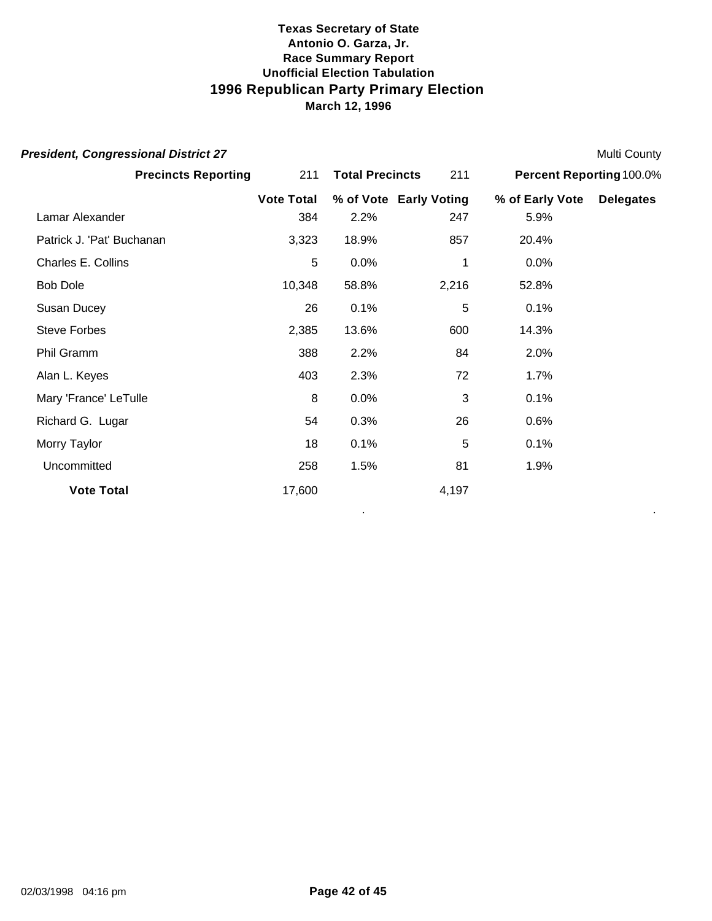**Texas Secretary of State**
**Antonio O. Garza, Jr.**
**Race Summary Report**
**Unofficial Election Tabulation**

# 1996 Republican Party Primary Election

**March 12, 1996**

***President, Congressional District 27*** Multi County

**Precincts Reporting** 211 **Total Precincts** 211 **Percent Reporting** 100.0%

| | Vote Total | % of Vote | Early Voting | % of Early Vote | Delegates |
|---|---|---|---|---|---|
| Lamar Alexander | 384 | 2.2% | 247 | 5.9% | |
| Patrick J. 'Pat' Buchanan | 3,323 | 18.9% | 857 | 20.4% | |
| Charles E. Collins | 5 | 0.0% | 1 | 0.0% | |
| Bob Dole | 10,348 | 58.8% | 2,216 | 52.8% | |
| Susan Ducey | 26 | 0.1% | 5 | 0.1% | |
| Steve Forbes | 2,385 | 13.6% | 600 | 14.3% | |
| Phil Gramm | 388 | 2.2% | 84 | 2.0% | |
| Alan L. Keyes | 403 | 2.3% | 72 | 1.7% | |
| Mary 'France' LeTulle | 8 | 0.0% | 3 | 0.1% | |
| Richard G. Lugar | 54 | 0.3% | 26 | 0.6% | |
| Morry Taylor | 18 | 0.1% | 5 | 0.1% | |
| Uncommitted | 258 | 1.5% | 81 | 1.9% | |
| **Vote Total** | 17,600 | | 4,197 | | |

02/03/1998 04:16 pm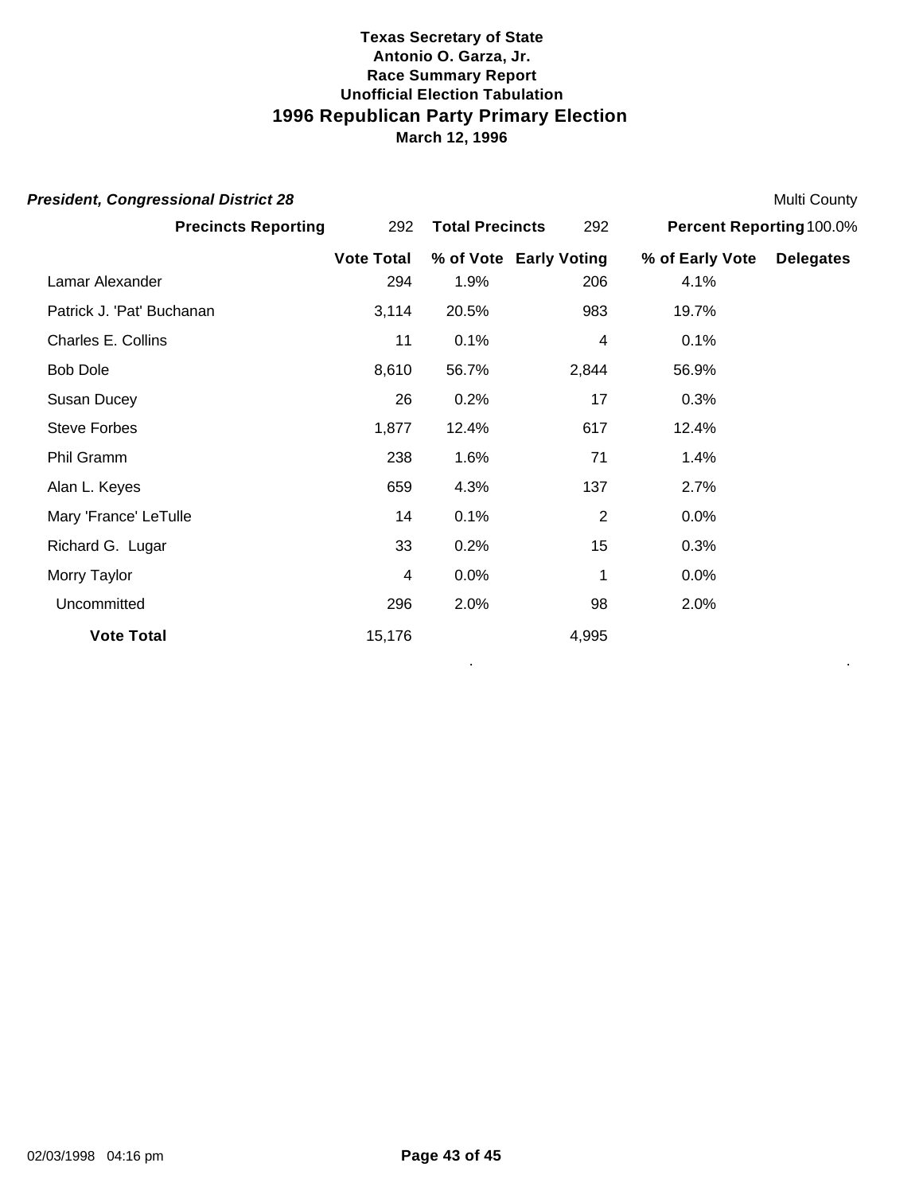**Texas Secretary of State**
**Antonio O. Garza, Jr.**
**Race Summary Report**
**Unofficial Election Tabulation**

# 1996 Republican Party Primary Election

**March 12, 1996**

***President, Congressional District 28*** — Multi County

| **Precincts Reporting** | 292 | **Total Precincts** | 292 | **Percent Reporting** 100.0% | |
|---|---|---|---|---|---|
| | **Vote Total** | **% of Vote** | **Early Voting** | **% of Early Vote** | **Delegates** |
| Lamar Alexander | 294 | 1.9% | 206 | 4.1% | |
| Patrick J. 'Pat' Buchanan | 3,114 | 20.5% | 983 | 19.7% | |
| Charles E. Collins | 11 | 0.1% | 4 | 0.1% | |
| Bob Dole | 8,610 | 56.7% | 2,844 | 56.9% | |
| Susan Ducey | 26 | 0.2% | 17 | 0.3% | |
| Steve Forbes | 1,877 | 12.4% | 617 | 12.4% | |
| Phil Gramm | 238 | 1.6% | 71 | 1.4% | |
| Alan L. Keyes | 659 | 4.3% | 137 | 2.7% | |
| Mary 'France' LeTulle | 14 | 0.1% | 2 | 0.0% | |
| Richard G. Lugar | 33 | 0.2% | 15 | 0.3% | |
| Morry Taylor | 4 | 0.0% | 1 | 0.0% | |
| Uncommitted | 296 | 2.0% | 98 | 2.0% | |
| **Vote Total** | 15,176 | | 4,995 | | |

02/03/1998 04:16 pm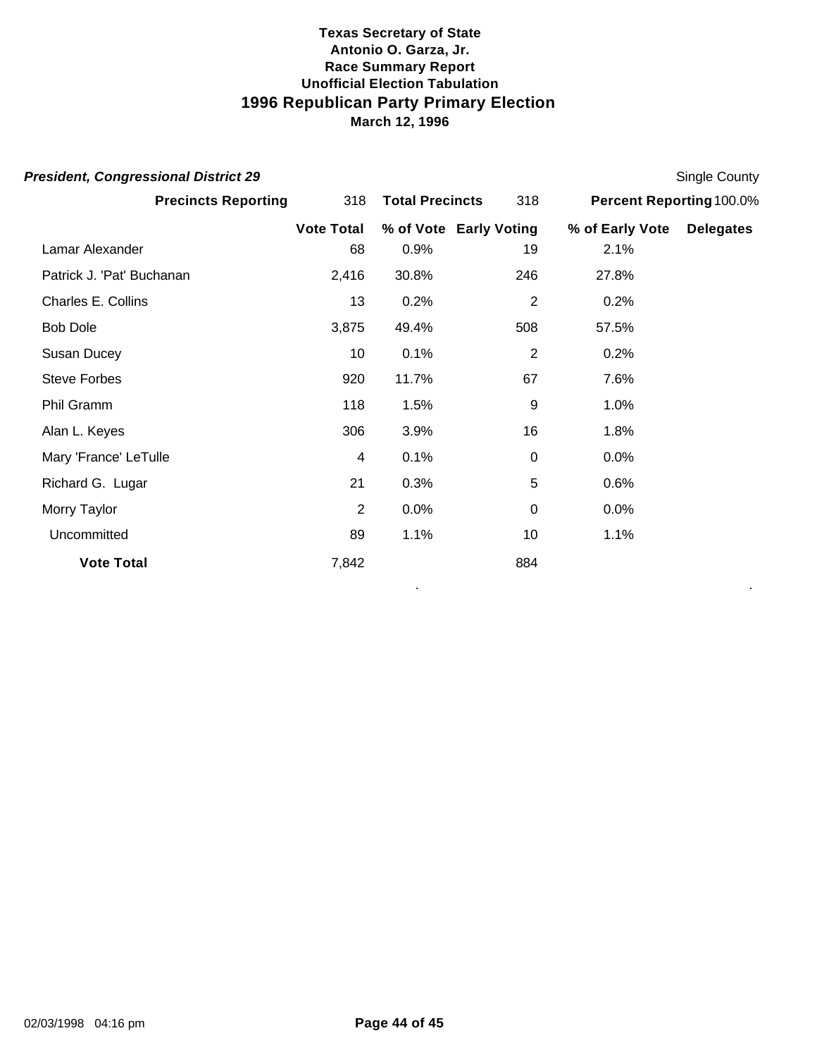**Texas Secretary of State**
**Antonio O. Garza, Jr.**
**Race Summary Report**
**Unofficial Election Tabulation**

# 1996 Republican Party Primary Election

**March 12, 1996**

***President, Congressional District 29*** — Single County

**Precincts Reporting** 318 — **Total Precincts** 318 — **Percent Reporting** 100.0%

| | Vote Total | % of Vote | Early Voting | % of Early Vote | Delegates |
|---|---|---|---|---|---|
| Lamar Alexander | 68 | 0.9% | 19 | 2.1% | |
| Patrick J. 'Pat' Buchanan | 2,416 | 30.8% | 246 | 27.8% | |
| Charles E. Collins | 13 | 0.2% | 2 | 0.2% | |
| Bob Dole | 3,875 | 49.4% | 508 | 57.5% | |
| Susan Ducey | 10 | 0.1% | 2 | 0.2% | |
| Steve Forbes | 920 | 11.7% | 67 | 7.6% | |
| Phil Gramm | 118 | 1.5% | 9 | 1.0% | |
| Alan L. Keyes | 306 | 3.9% | 16 | 1.8% | |
| Mary 'France' LeTulle | 4 | 0.1% | 0 | 0.0% | |
| Richard G. Lugar | 21 | 0.3% | 5 | 0.6% | |
| Morry Taylor | 2 | 0.0% | 0 | 0.0% | |
| Uncommitted | 89 | 1.1% | 10 | 1.1% | |
| **Vote Total** | 7,842 | | 884 | | |

02/03/1998 04:16 pm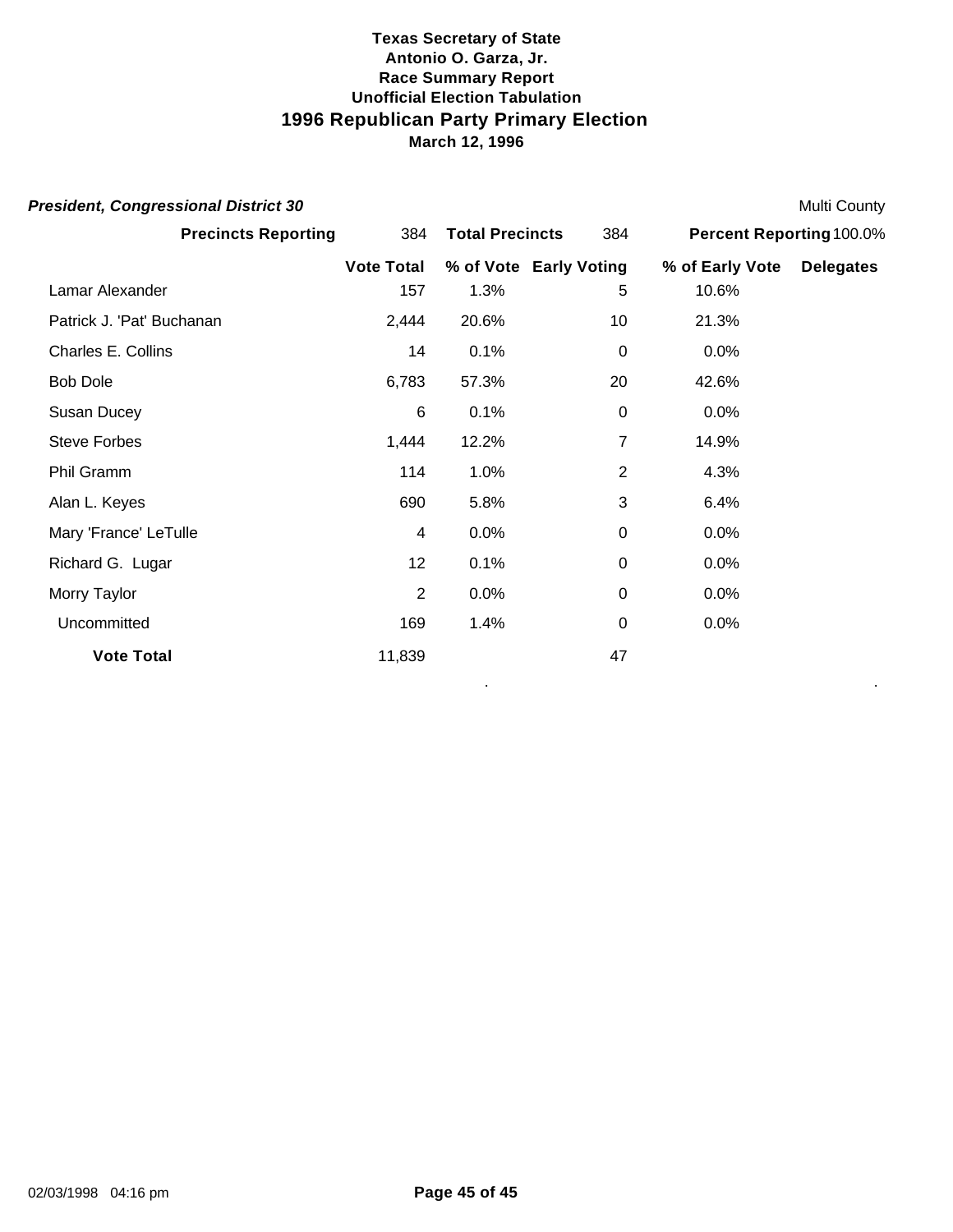**Texas Secretary of State**
**Antonio O. Garza, Jr.**
**Race Summary Report**
**Unofficial Election Tabulation**

# 1996 Republican Party Primary Election

**March 12, 1996**

***President, Congressional District 30*** Multi County

**Precincts Reporting** 384 **Total Precincts** 384 **Percent Reporting** 100.0%

| | Vote Total | % of Vote | Early Voting | % of Early Vote | Delegates |
|---|---|---|---|---|---|
| Lamar Alexander | 157 | 1.3% | 5 | 10.6% | |
| Patrick J. 'Pat' Buchanan | 2,444 | 20.6% | 10 | 21.3% | |
| Charles E. Collins | 14 | 0.1% | 0 | 0.0% | |
| Bob Dole | 6,783 | 57.3% | 20 | 42.6% | |
| Susan Ducey | 6 | 0.1% | 0 | 0.0% | |
| Steve Forbes | 1,444 | 12.2% | 7 | 14.9% | |
| Phil Gramm | 114 | 1.0% | 2 | 4.3% | |
| Alan L. Keyes | 690 | 5.8% | 3 | 6.4% | |
| Mary 'France' LeTulle | 4 | 0.0% | 0 | 0.0% | |
| Richard G. Lugar | 12 | 0.1% | 0 | 0.0% | |
| Morry Taylor | 2 | 0.0% | 0 | 0.0% | |
| Uncommitted | 169 | 1.4% | 0 | 0.0% | |
| **Vote Total** | 11,839 | | 47 | | |

02/03/1998 04:16 pm